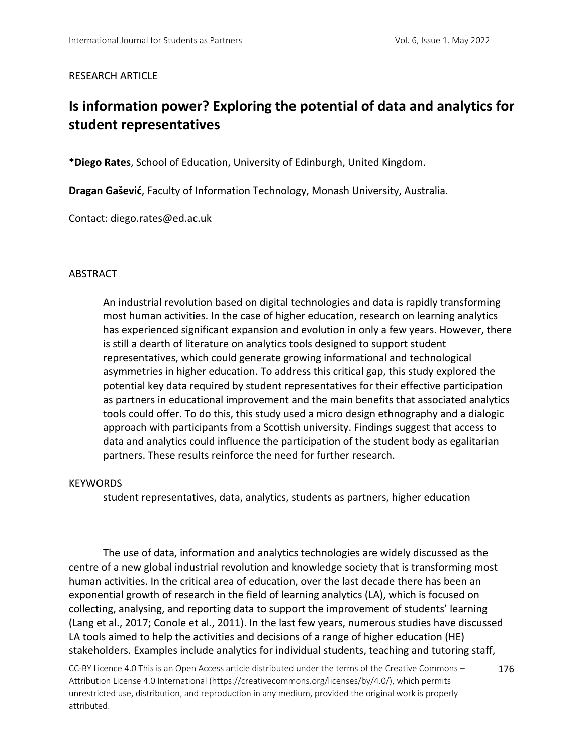RESEARCH ARTICLE

# Is information power? Exploring the potential of data and analytics for student representatives

***Diego Rates**, School of Education, University of Edinburgh, United Kingdom.

**Dragan Gašević**, Faculty of Information Technology, Monash University, Australia.

Contact: diego.rates@ed.ac.uk

## ABSTRACT

An industrial revolution based on digital technologies and data is rapidly transforming most human activities. In the case of higher education, research on learning analytics has experienced significant expansion and evolution in only a few years. However, there is still a dearth of literature on analytics tools designed to support student representatives, which could generate growing informational and technological asymmetries in higher education. To address this critical gap, this study explored the potential key data required by student representatives for their effective participation as partners in educational improvement and the main benefits that associated analytics tools could offer. To do this, this study used a micro design ethnography and a dialogic approach with participants from a Scottish university. Findings suggest that access to data and analytics could influence the participation of the student body as egalitarian partners. These results reinforce the need for further research.

## KEYWORDS

student representatives, data, analytics, students as partners, higher education

The use of data, information and analytics technologies are widely discussed as the centre of a new global industrial revolution and knowledge society that is transforming most human activities. In the critical area of education, over the last decade there has been an exponential growth of research in the field of learning analytics (LA), which is focused on collecting, analysing, and reporting data to support the improvement of students' learning (Lang et al., 2017; Conole et al., 2011). In the last few years, numerous studies have discussed LA tools aimed to help the activities and decisions of a range of higher education (HE) stakeholders. Examples include analytics for individual students, teaching and tutoring staff,

CC-BY Licence 4.0 This is an Open Access article distributed under the terms of the Creative Commons – Attribution License 4.0 International (https://creativecommons.org/licenses/by/4.0/), which permits unrestricted use, distribution, and reproduction in any medium, provided the original work is properly attributed.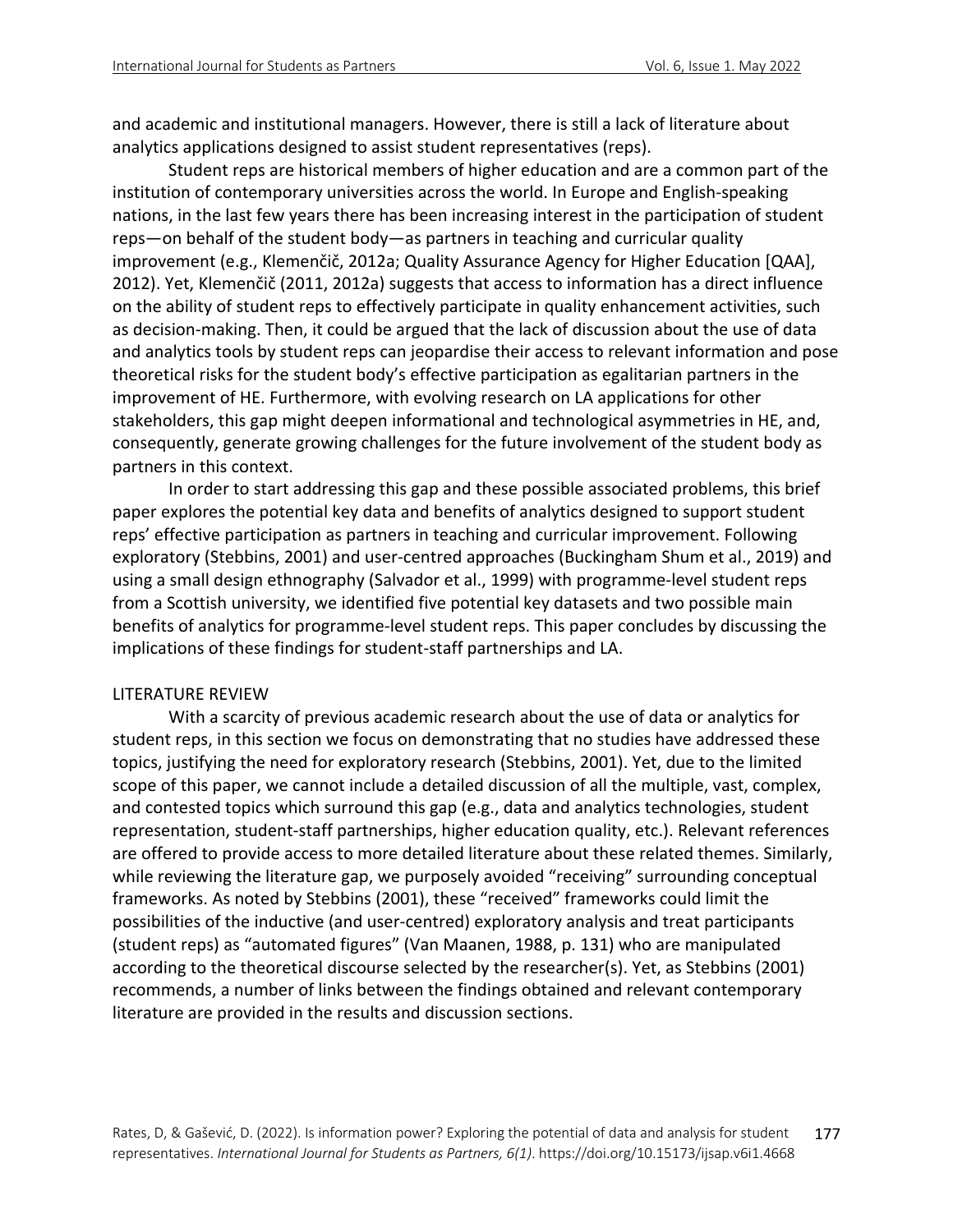and academic and institutional managers. However, there is still a lack of literature about analytics applications designed to assist student representatives (reps).

Student reps are historical members of higher education and are a common part of the institution of contemporary universities across the world. In Europe and English-speaking nations, in the last few years there has been increasing interest in the participation of student reps—on behalf of the student body—as partners in teaching and curricular quality improvement (e.g., Klemenčič, 2012a; Quality Assurance Agency for Higher Education [QAA], 2012). Yet, Klemenčič (2011, 2012a) suggests that access to information has a direct influence on the ability of student reps to effectively participate in quality enhancement activities, such as decision-making. Then, it could be argued that the lack of discussion about the use of data and analytics tools by student reps can jeopardise their access to relevant information and pose theoretical risks for the student body's effective participation as egalitarian partners in the improvement of HE. Furthermore, with evolving research on LA applications for other stakeholders, this gap might deepen informational and technological asymmetries in HE, and, consequently, generate growing challenges for the future involvement of the student body as partners in this context.

In order to start addressing this gap and these possible associated problems, this brief paper explores the potential key data and benefits of analytics designed to support student reps' effective participation as partners in teaching and curricular improvement. Following exploratory (Stebbins, 2001) and user-centred approaches (Buckingham Shum et al., 2019) and using a small design ethnography (Salvador et al., 1999) with programme-level student reps from a Scottish university, we identified five potential key datasets and two possible main benefits of analytics for programme-level student reps. This paper concludes by discussing the implications of these findings for student-staff partnerships and LA.

## LITERATURE REVIEW

With a scarcity of previous academic research about the use of data or analytics for student reps, in this section we focus on demonstrating that no studies have addressed these topics, justifying the need for exploratory research (Stebbins, 2001). Yet, due to the limited scope of this paper, we cannot include a detailed discussion of all the multiple, vast, complex, and contested topics which surround this gap (e.g., data and analytics technologies, student representation, student-staff partnerships, higher education quality, etc.). Relevant references are offered to provide access to more detailed literature about these related themes. Similarly, while reviewing the literature gap, we purposely avoided "receiving" surrounding conceptual frameworks. As noted by Stebbins (2001), these "received" frameworks could limit the possibilities of the inductive (and user-centred) exploratory analysis and treat participants (student reps) as "automated figures" (Van Maanen, 1988, p. 131) who are manipulated according to the theoretical discourse selected by the researcher(s). Yet, as Stebbins (2001) recommends, a number of links between the findings obtained and relevant contemporary literature are provided in the results and discussion sections.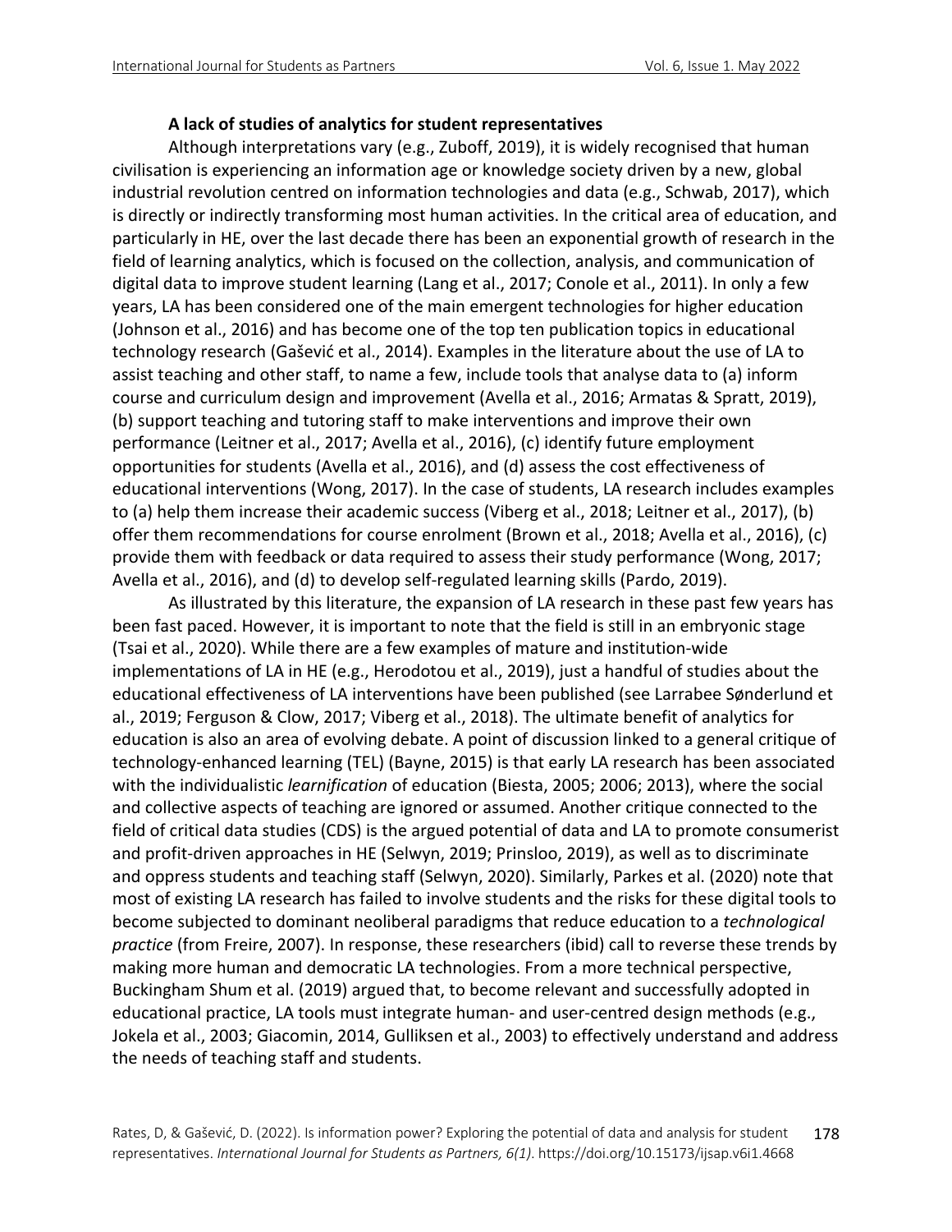### A lack of studies of analytics for student representatives

Although interpretations vary (e.g., Zuboff, 2019), it is widely recognised that human civilisation is experiencing an information age or knowledge society driven by a new, global industrial revolution centred on information technologies and data (e.g., Schwab, 2017), which is directly or indirectly transforming most human activities. In the critical area of education, and particularly in HE, over the last decade there has been an exponential growth of research in the field of learning analytics, which is focused on the collection, analysis, and communication of digital data to improve student learning (Lang et al., 2017; Conole et al., 2011). In only a few years, LA has been considered one of the main emergent technologies for higher education (Johnson et al., 2016) and has become one of the top ten publication topics in educational technology research (Gašević et al., 2014). Examples in the literature about the use of LA to assist teaching and other staff, to name a few, include tools that analyse data to (a) inform course and curriculum design and improvement (Avella et al., 2016; Armatas & Spratt, 2019), (b) support teaching and tutoring staff to make interventions and improve their own performance (Leitner et al., 2017; Avella et al., 2016), (c) identify future employment opportunities for students (Avella et al., 2016), and (d) assess the cost effectiveness of educational interventions (Wong, 2017). In the case of students, LA research includes examples to (a) help them increase their academic success (Viberg et al., 2018; Leitner et al., 2017), (b) offer them recommendations for course enrolment (Brown et al., 2018; Avella et al., 2016), (c) provide them with feedback or data required to assess their study performance (Wong, 2017; Avella et al., 2016), and (d) to develop self-regulated learning skills (Pardo, 2019).

As illustrated by this literature, the expansion of LA research in these past few years has been fast paced. However, it is important to note that the field is still in an embryonic stage (Tsai et al., 2020). While there are a few examples of mature and institution-wide implementations of LA in HE (e.g., Herodotou et al., 2019), just a handful of studies about the educational effectiveness of LA interventions have been published (see Larrabee Sønderlund et al., 2019; Ferguson & Clow, 2017; Viberg et al., 2018). The ultimate benefit of analytics for education is also an area of evolving debate. A point of discussion linked to a general critique of technology-enhanced learning (TEL) (Bayne, 2015) is that early LA research has been associated with the individualistic *learnification* of education (Biesta, 2005; 2006; 2013), where the social and collective aspects of teaching are ignored or assumed. Another critique connected to the field of critical data studies (CDS) is the argued potential of data and LA to promote consumerist and profit-driven approaches in HE (Selwyn, 2019; Prinsloo, 2019), as well as to discriminate and oppress students and teaching staff (Selwyn, 2020). Similarly, Parkes et al. (2020) note that most of existing LA research has failed to involve students and the risks for these digital tools to become subjected to dominant neoliberal paradigms that reduce education to a *technological practice* (from Freire, 2007). In response, these researchers (ibid) call to reverse these trends by making more human and democratic LA technologies. From a more technical perspective, Buckingham Shum et al. (2019) argued that, to become relevant and successfully adopted in educational practice, LA tools must integrate human- and user-centred design methods (e.g., Jokela et al., 2003; Giacomin, 2014, Gulliksen et al., 2003) to effectively understand and address the needs of teaching staff and students.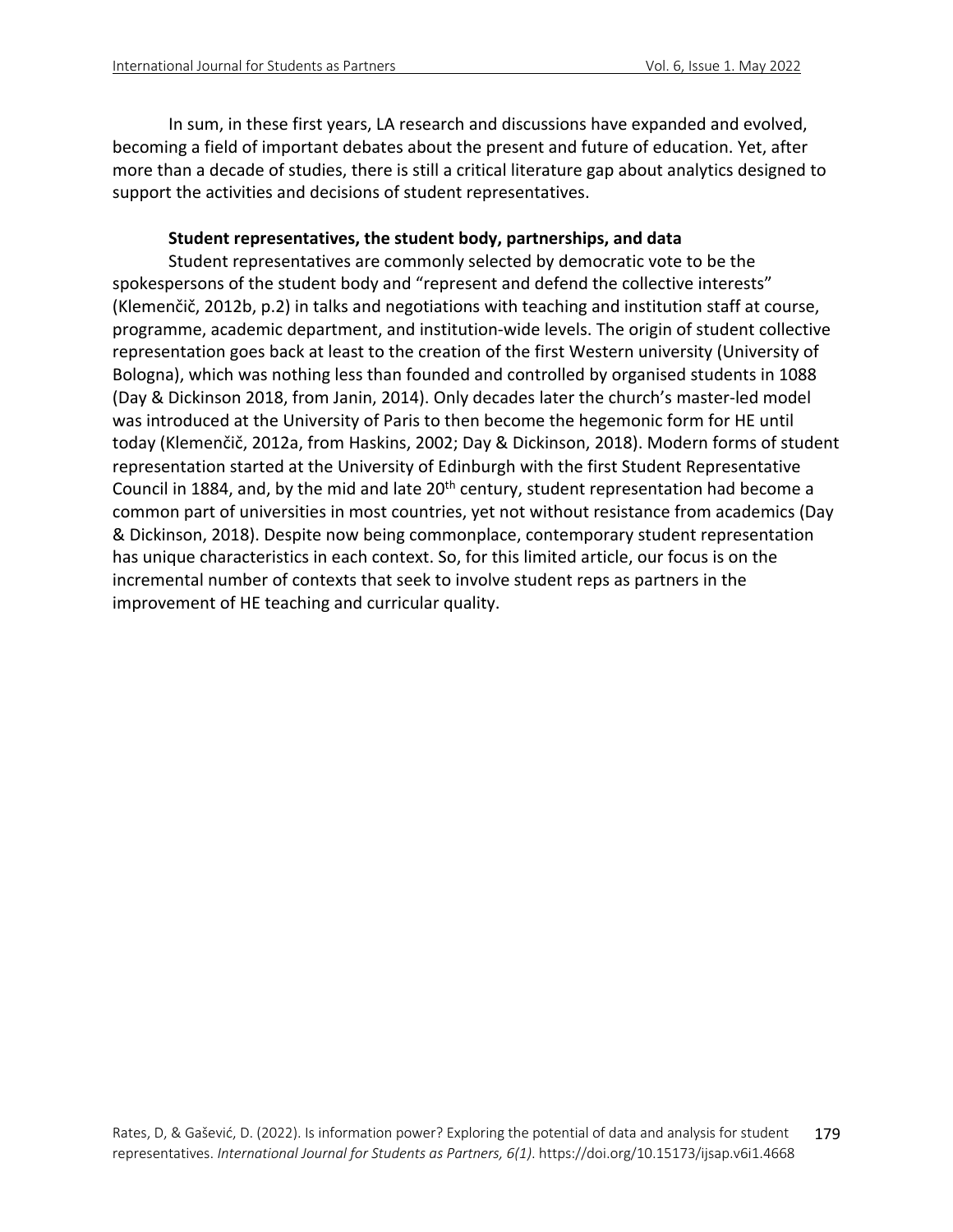In sum, in these first years, LA research and discussions have expanded and evolved, becoming a field of important debates about the present and future of education. Yet, after more than a decade of studies, there is still a critical literature gap about analytics designed to support the activities and decisions of student representatives.

### Student representatives, the student body, partnerships, and data

Student representatives are commonly selected by democratic vote to be the spokespersons of the student body and "represent and defend the collective interests" (Klemenčič, 2012b, p.2) in talks and negotiations with teaching and institution staff at course, programme, academic department, and institution-wide levels. The origin of student collective representation goes back at least to the creation of the first Western university (University of Bologna), which was nothing less than founded and controlled by organised students in 1088 (Day & Dickinson 2018, from Janin, 2014). Only decades later the church's master-led model was introduced at the University of Paris to then become the hegemonic form for HE until today (Klemenčič, 2012a, from Haskins, 2002; Day & Dickinson, 2018). Modern forms of student representation started at the University of Edinburgh with the first Student Representative Council in 1884, and, by the mid and late 20th century, student representation had become a common part of universities in most countries, yet not without resistance from academics (Day & Dickinson, 2018). Despite now being commonplace, contemporary student representation has unique characteristics in each context. So, for this limited article, our focus is on the incremental number of contexts that seek to involve student reps as partners in the improvement of HE teaching and curricular quality.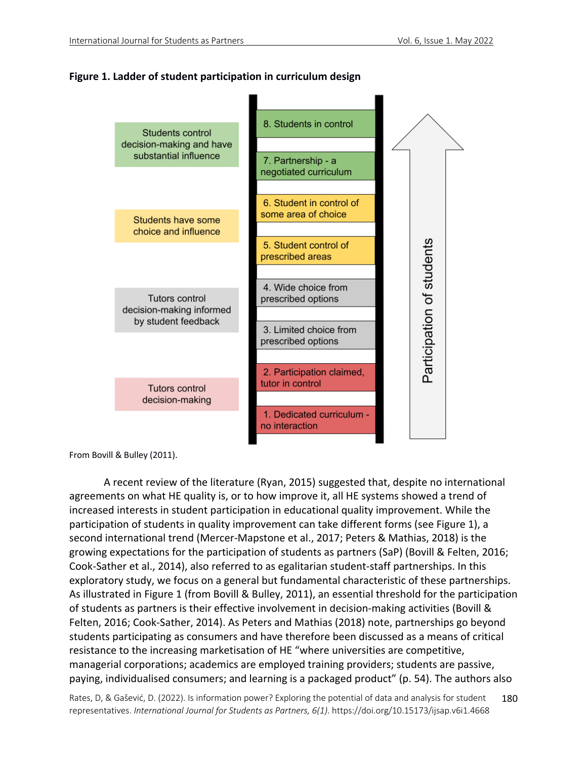**Figure 1. Ladder of student participation in curriculum design**

| Level | Rung | Description |
|---|---|---|
| Students control decision-making and have substantial influence | 8. Students in control | |
| | 7. Partnership - a negotiated curriculum | |
| Students have some choice and influence | 6. Student in control of some area of choice | |
| | 5. Student control of prescribed areas | |
| Tutors control decision-making informed by student feedback | 4. Wide choice from prescribed options | |
| | 3. Limited choice from prescribed options | |
| Tutors control decision-making | 2. Participation claimed, tutor in control | |
| | 1. Dedicated curriculum - no interaction | |

Participation of students

From Bovill & Bulley (2011).

A recent review of the literature (Ryan, 2015) suggested that, despite no international agreements on what HE quality is, or to how improve it, all HE systems showed a trend of increased interests in student participation in educational quality improvement. While the participation of students in quality improvement can take different forms (see Figure 1), a second international trend (Mercer-Mapstone et al., 2017; Peters & Mathias, 2018) is the growing expectations for the participation of students as partners (SaP) (Bovill & Felten, 2016; Cook-Sather et al., 2014), also referred to as egalitarian student-staff partnerships. In this exploratory study, we focus on a general but fundamental characteristic of these partnerships. As illustrated in Figure 1 (from Bovill & Bulley, 2011), an essential threshold for the participation of students as partners is their effective involvement in decision-making activities (Bovill & Felten, 2016; Cook-Sather, 2014). As Peters and Mathias (2018) note, partnerships go beyond students participating as consumers and have therefore been discussed as a means of critical resistance to the increasing marketisation of HE "where universities are competitive, managerial corporations; academics are employed training providers; students are passive, paying, individualised consumers; and learning is a packaged product" (p. 54). The authors also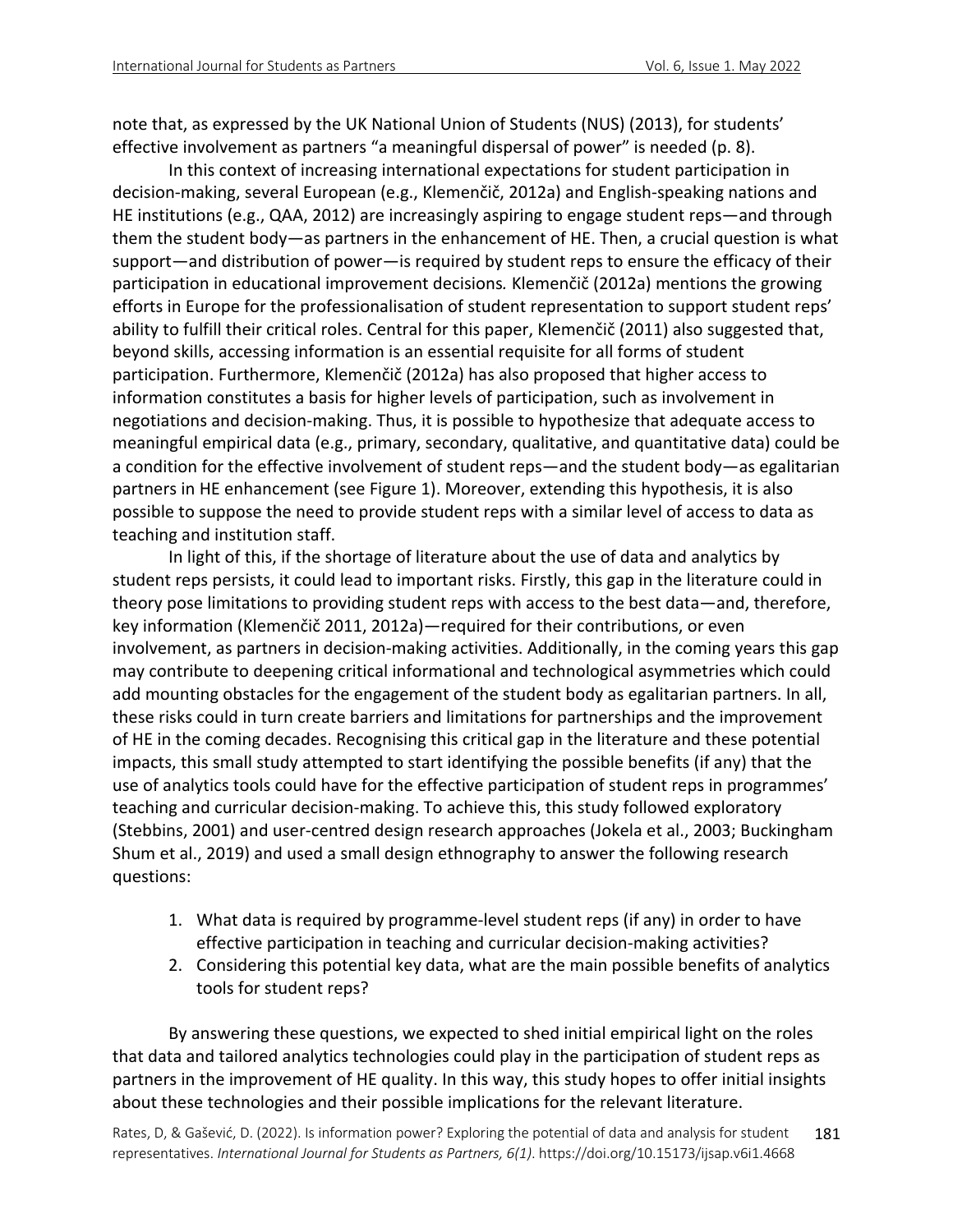note that, as expressed by the UK National Union of Students (NUS) (2013), for students' effective involvement as partners "a meaningful dispersal of power" is needed (p. 8).

In this context of increasing international expectations for student participation in decision-making, several European (e.g., Klemenčič, 2012a) and English-speaking nations and HE institutions (e.g., QAA, 2012) are increasingly aspiring to engage student reps—and through them the student body—as partners in the enhancement of HE. Then, a crucial question is what support—and distribution of power—is required by student reps to ensure the efficacy of their participation in educational improvement decisions*.* Klemenčič (2012a) mentions the growing efforts in Europe for the professionalisation of student representation to support student reps' ability to fulfill their critical roles. Central for this paper, Klemenčič (2011) also suggested that, beyond skills, accessing information is an essential requisite for all forms of student participation. Furthermore, Klemenčič (2012a) has also proposed that higher access to information constitutes a basis for higher levels of participation, such as involvement in negotiations and decision-making. Thus, it is possible to hypothesize that adequate access to meaningful empirical data (e.g., primary, secondary, qualitative, and quantitative data) could be a condition for the effective involvement of student reps—and the student body—as egalitarian partners in HE enhancement (see Figure 1). Moreover, extending this hypothesis, it is also possible to suppose the need to provide student reps with a similar level of access to data as teaching and institution staff.

In light of this, if the shortage of literature about the use of data and analytics by student reps persists, it could lead to important risks. Firstly, this gap in the literature could in theory pose limitations to providing student reps with access to the best data—and, therefore, key information (Klemenčič 2011, 2012a)—required for their contributions, or even involvement, as partners in decision-making activities. Additionally, in the coming years this gap may contribute to deepening critical informational and technological asymmetries which could add mounting obstacles for the engagement of the student body as egalitarian partners. In all, these risks could in turn create barriers and limitations for partnerships and the improvement of HE in the coming decades. Recognising this critical gap in the literature and these potential impacts, this small study attempted to start identifying the possible benefits (if any) that the use of analytics tools could have for the effective participation of student reps in programmes' teaching and curricular decision-making. To achieve this, this study followed exploratory (Stebbins, 2001) and user-centred design research approaches (Jokela et al., 2003; Buckingham Shum et al., 2019) and used a small design ethnography to answer the following research questions:

1. What data is required by programme-level student reps (if any) in order to have effective participation in teaching and curricular decision-making activities?
2. Considering this potential key data, what are the main possible benefits of analytics tools for student reps?

By answering these questions, we expected to shed initial empirical light on the roles that data and tailored analytics technologies could play in the participation of student reps as partners in the improvement of HE quality. In this way, this study hopes to offer initial insights about these technologies and their possible implications for the relevant literature.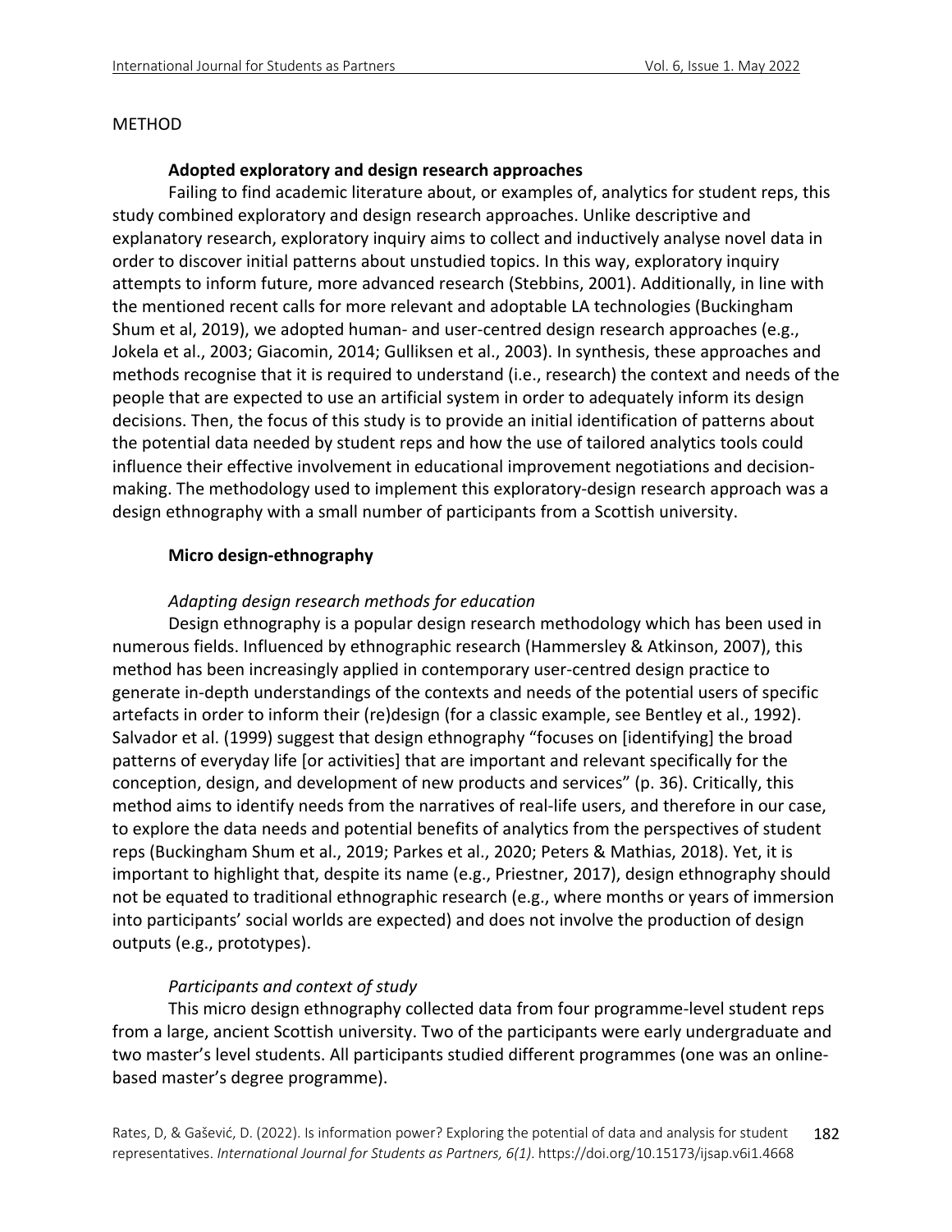## METHOD

### Adopted exploratory and design research approaches

Failing to find academic literature about, or examples of, analytics for student reps, this study combined exploratory and design research approaches. Unlike descriptive and explanatory research, exploratory inquiry aims to collect and inductively analyse novel data in order to discover initial patterns about unstudied topics. In this way, exploratory inquiry attempts to inform future, more advanced research (Stebbins, 2001). Additionally, in line with the mentioned recent calls for more relevant and adoptable LA technologies (Buckingham Shum et al, 2019), we adopted human- and user-centred design research approaches (e.g., Jokela et al., 2003; Giacomin, 2014; Gulliksen et al., 2003). In synthesis, these approaches and methods recognise that it is required to understand (i.e., research) the context and needs of the people that are expected to use an artificial system in order to adequately inform its design decisions. Then, the focus of this study is to provide an initial identification of patterns about the potential data needed by student reps and how the use of tailored analytics tools could influence their effective involvement in educational improvement negotiations and decision-making. The methodology used to implement this exploratory-design research approach was a design ethnography with a small number of participants from a Scottish university.

### Micro design-ethnography

#### *Adapting design research methods for education*

Design ethnography is a popular design research methodology which has been used in numerous fields. Influenced by ethnographic research (Hammersley & Atkinson, 2007), this method has been increasingly applied in contemporary user-centred design practice to generate in-depth understandings of the contexts and needs of the potential users of specific artefacts in order to inform their (re)design (for a classic example, see Bentley et al., 1992). Salvador et al. (1999) suggest that design ethnography "focuses on [identifying] the broad patterns of everyday life [or activities] that are important and relevant specifically for the conception, design, and development of new products and services" (p. 36). Critically, this method aims to identify needs from the narratives of real-life users, and therefore in our case, to explore the data needs and potential benefits of analytics from the perspectives of student reps (Buckingham Shum et al., 2019; Parkes et al., 2020; Peters & Mathias, 2018). Yet, it is important to highlight that, despite its name (e.g., Priestner, 2017), design ethnography should not be equated to traditional ethnographic research (e.g., where months or years of immersion into participants' social worlds are expected) and does not involve the production of design outputs (e.g., prototypes).

#### *Participants and context of study*

This micro design ethnography collected data from four programme-level student reps from a large, ancient Scottish university. Two of the participants were early undergraduate and two master's level students. All participants studied different programmes (one was an online-based master's degree programme).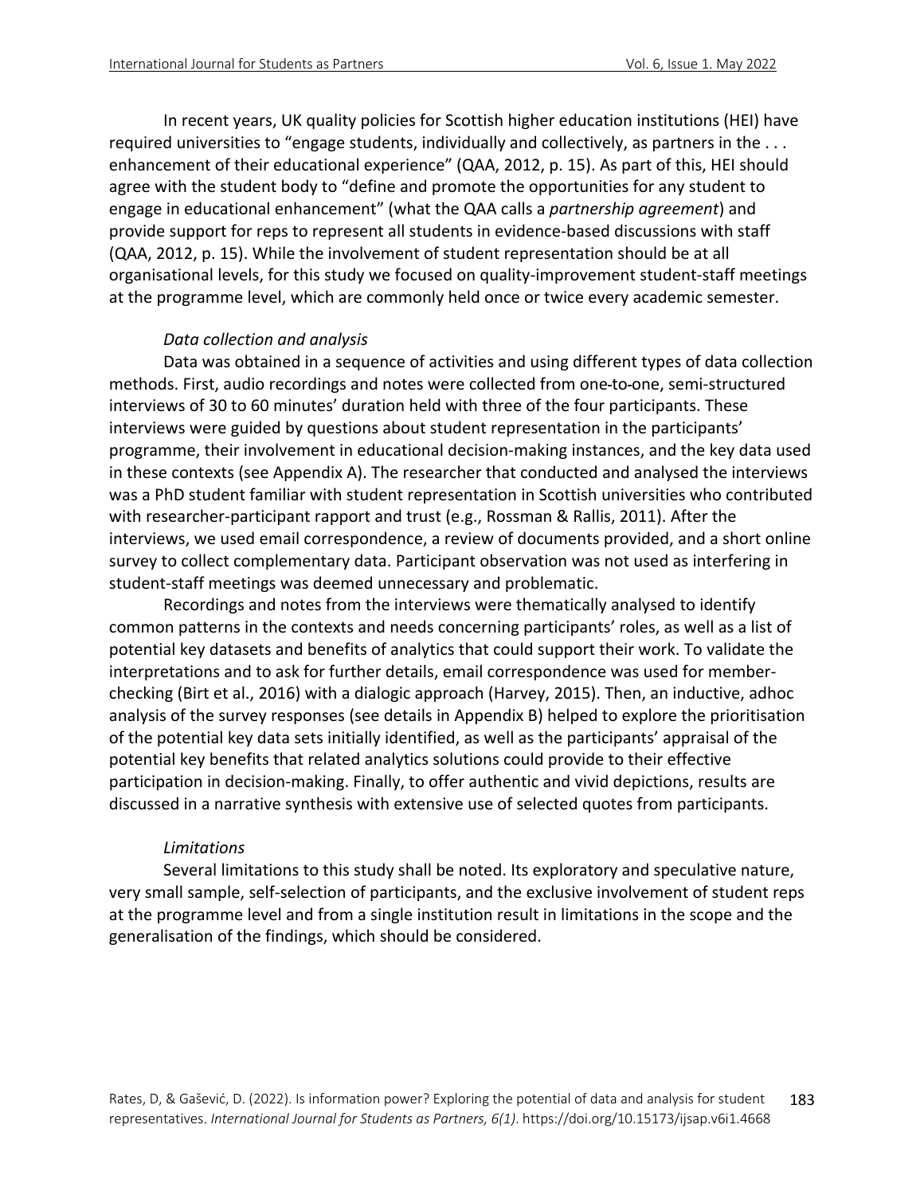In recent years, UK quality policies for Scottish higher education institutions (HEI) have required universities to "engage students, individually and collectively, as partners in the . . . enhancement of their educational experience" (QAA, 2012, p. 15). As part of this, HEI should agree with the student body to "define and promote the opportunities for any student to engage in educational enhancement" (what the QAA calls a *partnership agreement*) and provide support for reps to represent all students in evidence-based discussions with staff (QAA, 2012, p. 15). While the involvement of student representation should be at all organisational levels, for this study we focused on quality-improvement student-staff meetings at the programme level, which are commonly held once or twice every academic semester.

### *Data collection and analysis*

Data was obtained in a sequence of activities and using different types of data collection methods. First, audio recordings and notes were collected from one-to-one, semi-structured interviews of 30 to 60 minutes' duration held with three of the four participants. These interviews were guided by questions about student representation in the participants' programme, their involvement in educational decision-making instances, and the key data used in these contexts (see Appendix A). The researcher that conducted and analysed the interviews was a PhD student familiar with student representation in Scottish universities who contributed with researcher-participant rapport and trust (e.g., Rossman & Rallis, 2011). After the interviews, we used email correspondence, a review of documents provided, and a short online survey to collect complementary data. Participant observation was not used as interfering in student-staff meetings was deemed unnecessary and problematic.

Recordings and notes from the interviews were thematically analysed to identify common patterns in the contexts and needs concerning participants' roles, as well as a list of potential key datasets and benefits of analytics that could support their work. To validate the interpretations and to ask for further details, email correspondence was used for member-checking (Birt et al., 2016) with a dialogic approach (Harvey, 2015). Then, an inductive, adhoc analysis of the survey responses (see details in Appendix B) helped to explore the prioritisation of the potential key data sets initially identified, as well as the participants' appraisal of the potential key benefits that related analytics solutions could provide to their effective participation in decision-making. Finally, to offer authentic and vivid depictions, results are discussed in a narrative synthesis with extensive use of selected quotes from participants.

### *Limitations*

Several limitations to this study shall be noted. Its exploratory and speculative nature, very small sample, self-selection of participants, and the exclusive involvement of student reps at the programme level and from a single institution result in limitations in the scope and the generalisation of the findings, which should be considered.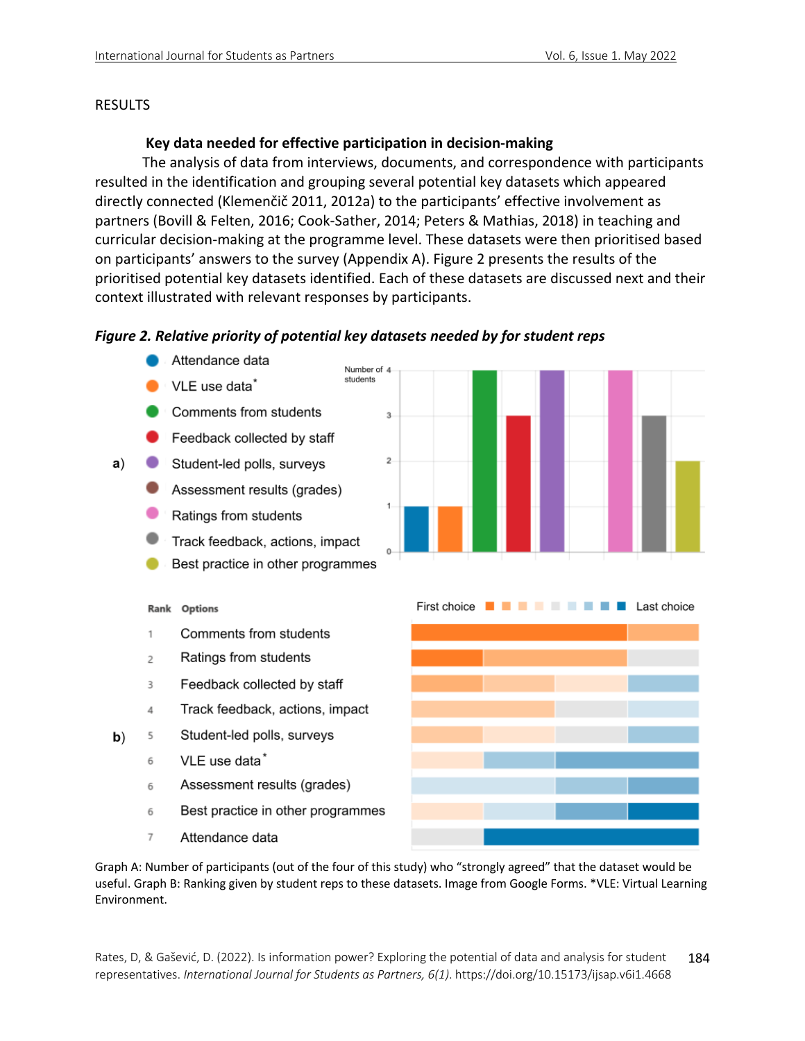## RESULTS

### Key data needed for effective participation in decision-making

The analysis of data from interviews, documents, and correspondence with participants resulted in the identification and grouping several potential key datasets which appeared directly connected (Klemenčič 2011, 2012a) to the participants' effective involvement as partners (Bovill & Felten, 2016; Cook-Sather, 2014; Peters & Mathias, 2018) in teaching and curricular decision-making at the programme level. These datasets were then prioritised based on participants' answers to the survey (Appendix A). Figure 2 presents the results of the prioritised potential key datasets identified. Each of these datasets are discussed next and their context illustrated with relevant responses by participants.

***Figure 2. Relative priority of potential key datasets needed by for student reps***

a)

| Dataset | Number of students |
|---|---|
| Attendance data | 1 |
| VLE use data* | 1 |
| Comments from students | 4 |
| Feedback collected by staff | 3 |
| Student-led polls, surveys | 4 |
| Assessment results (grades) | 0 |
| Ratings from students | 4 |
| Track feedback, actions, impact | 3 |
| Best practice in other programmes | 2 |

b)

| Rank | Options |
|---|---|
| 1 | Comments from students |
| 2 | Ratings from students |
| 3 | Feedback collected by staff |
| 4 | Track feedback, actions, impact |
| 5 | Student-led polls, surveys |
| 6 | VLE use data* |
| 6 | Assessment results (grades) |
| 6 | Best practice in other programmes |
| 7 | Attendance data |

Graph A: Number of participants (out of the four of this study) who "strongly agreed" that the dataset would be useful. Graph B: Ranking given by student reps to these datasets. Image from Google Forms. *VLE: Virtual Learning Environment.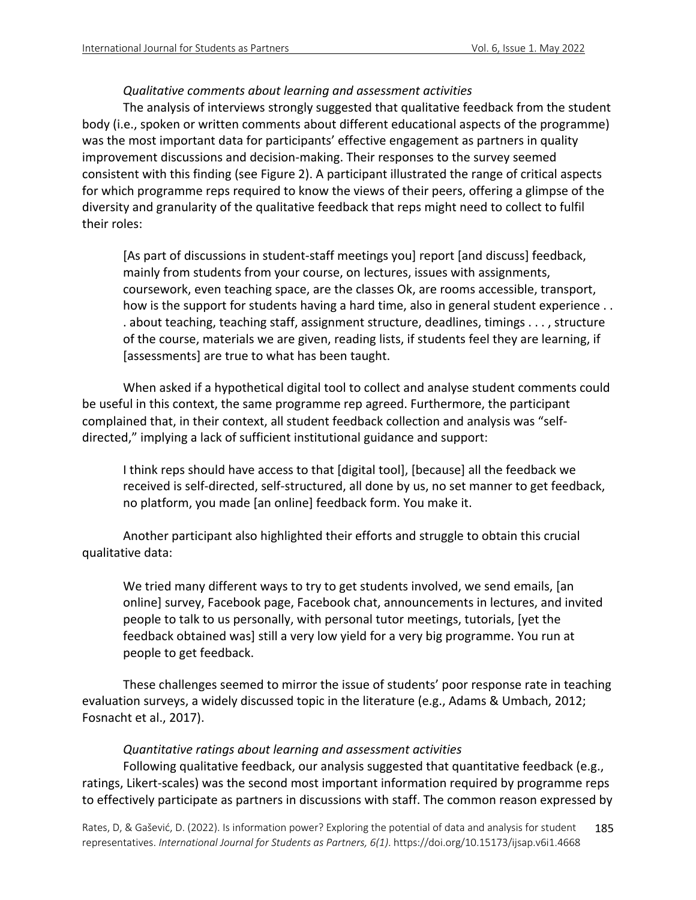*Qualitative comments about learning and assessment activities*

The analysis of interviews strongly suggested that qualitative feedback from the student body (i.e., spoken or written comments about different educational aspects of the programme) was the most important data for participants' effective engagement as partners in quality improvement discussions and decision-making. Their responses to the survey seemed consistent with this finding (see Figure 2). A participant illustrated the range of critical aspects for which programme reps required to know the views of their peers, offering a glimpse of the diversity and granularity of the qualitative feedback that reps might need to collect to fulfil their roles:

> [As part of discussions in student-staff meetings you] report [and discuss] feedback, mainly from students from your course, on lectures, issues with assignments, coursework, even teaching space, are the classes Ok, are rooms accessible, transport, how is the support for students having a hard time, also in general student experience . . . about teaching, teaching staff, assignment structure, deadlines, timings . . . , structure of the course, materials we are given, reading lists, if students feel they are learning, if [assessments] are true to what has been taught.

When asked if a hypothetical digital tool to collect and analyse student comments could be useful in this context, the same programme rep agreed. Furthermore, the participant complained that, in their context, all student feedback collection and analysis was "self-directed," implying a lack of sufficient institutional guidance and support:

> I think reps should have access to that [digital tool], [because] all the feedback we received is self-directed, self-structured, all done by us, no set manner to get feedback, no platform, you made [an online] feedback form. You make it.

Another participant also highlighted their efforts and struggle to obtain this crucial qualitative data:

> We tried many different ways to try to get students involved, we send emails, [an online] survey, Facebook page, Facebook chat, announcements in lectures, and invited people to talk to us personally, with personal tutor meetings, tutorials, [yet the feedback obtained was] still a very low yield for a very big programme. You run at people to get feedback.

These challenges seemed to mirror the issue of students' poor response rate in teaching evaluation surveys, a widely discussed topic in the literature (e.g., Adams & Umbach, 2012; Fosnacht et al., 2017).

*Quantitative ratings about learning and assessment activities*

Following qualitative feedback, our analysis suggested that quantitative feedback (e.g., ratings, Likert-scales) was the second most important information required by programme reps to effectively participate as partners in discussions with staff. The common reason expressed by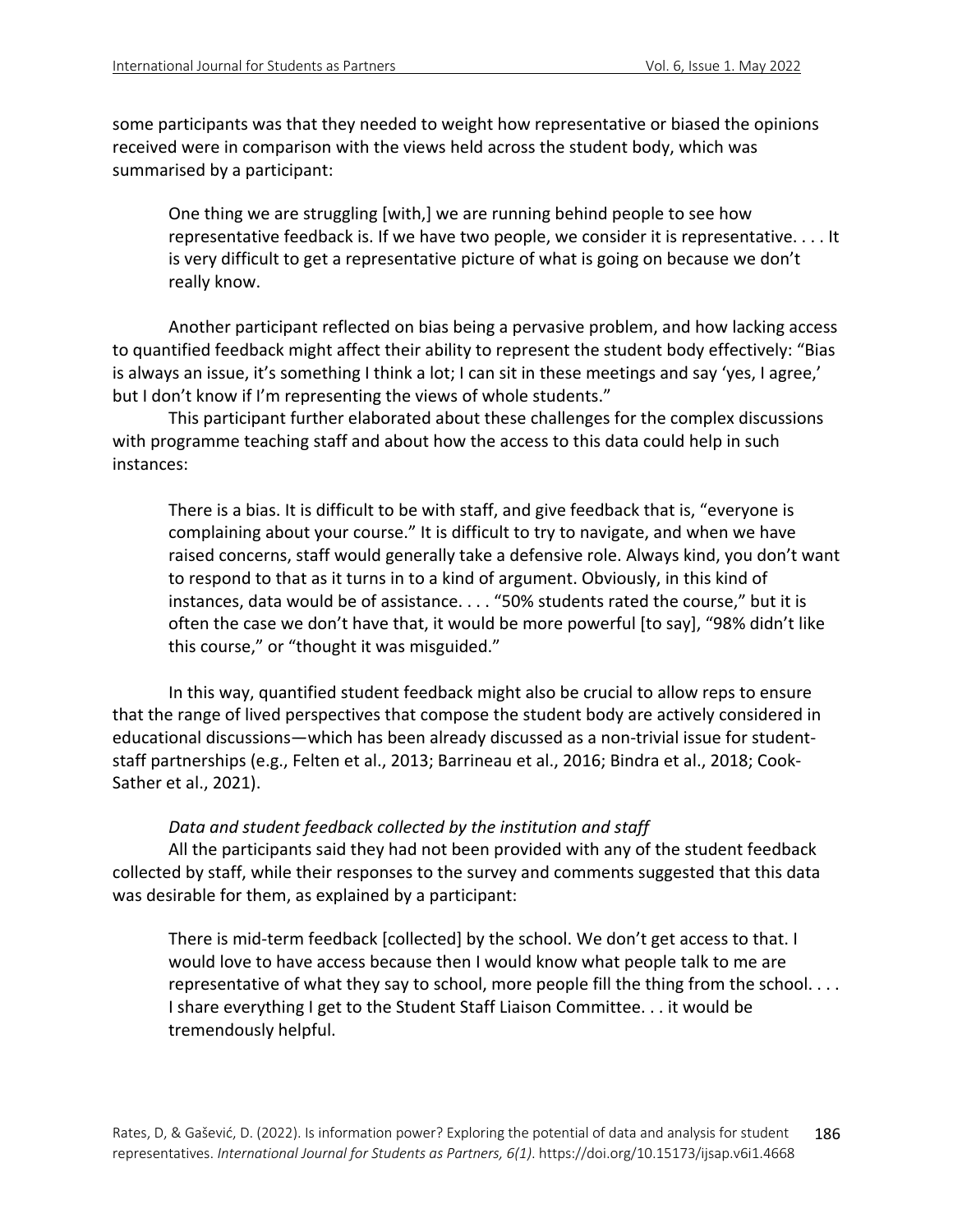some participants was that they needed to weight how representative or biased the opinions received were in comparison with the views held across the student body, which was summarised by a participant:

> One thing we are struggling [with,] we are running behind people to see how representative feedback is. If we have two people, we consider it is representative. . . . It is very difficult to get a representative picture of what is going on because we don't really know.

Another participant reflected on bias being a pervasive problem, and how lacking access to quantified feedback might affect their ability to represent the student body effectively: "Bias is always an issue, it's something I think a lot; I can sit in these meetings and say 'yes, I agree,' but I don't know if I'm representing the views of whole students."

This participant further elaborated about these challenges for the complex discussions with programme teaching staff and about how the access to this data could help in such instances:

> There is a bias. It is difficult to be with staff, and give feedback that is, "everyone is complaining about your course." It is difficult to try to navigate, and when we have raised concerns, staff would generally take a defensive role. Always kind, you don't want to respond to that as it turns in to a kind of argument. Obviously, in this kind of instances, data would be of assistance. . . . "50% students rated the course," but it is often the case we don't have that, it would be more powerful [to say], "98% didn't like this course," or "thought it was misguided."

In this way, quantified student feedback might also be crucial to allow reps to ensure that the range of lived perspectives that compose the student body are actively considered in educational discussions—which has been already discussed as a non-trivial issue for student-staff partnerships (e.g., Felten et al., 2013; Barrineau et al., 2016; Bindra et al., 2018; Cook-Sather et al., 2021).

*Data and student feedback collected by the institution and staff*

All the participants said they had not been provided with any of the student feedback collected by staff, while their responses to the survey and comments suggested that this data was desirable for them, as explained by a participant:

> There is mid-term feedback [collected] by the school. We don't get access to that. I would love to have access because then I would know what people talk to me are representative of what they say to school, more people fill the thing from the school. . . . I share everything I get to the Student Staff Liaison Committee. . . it would be tremendously helpful.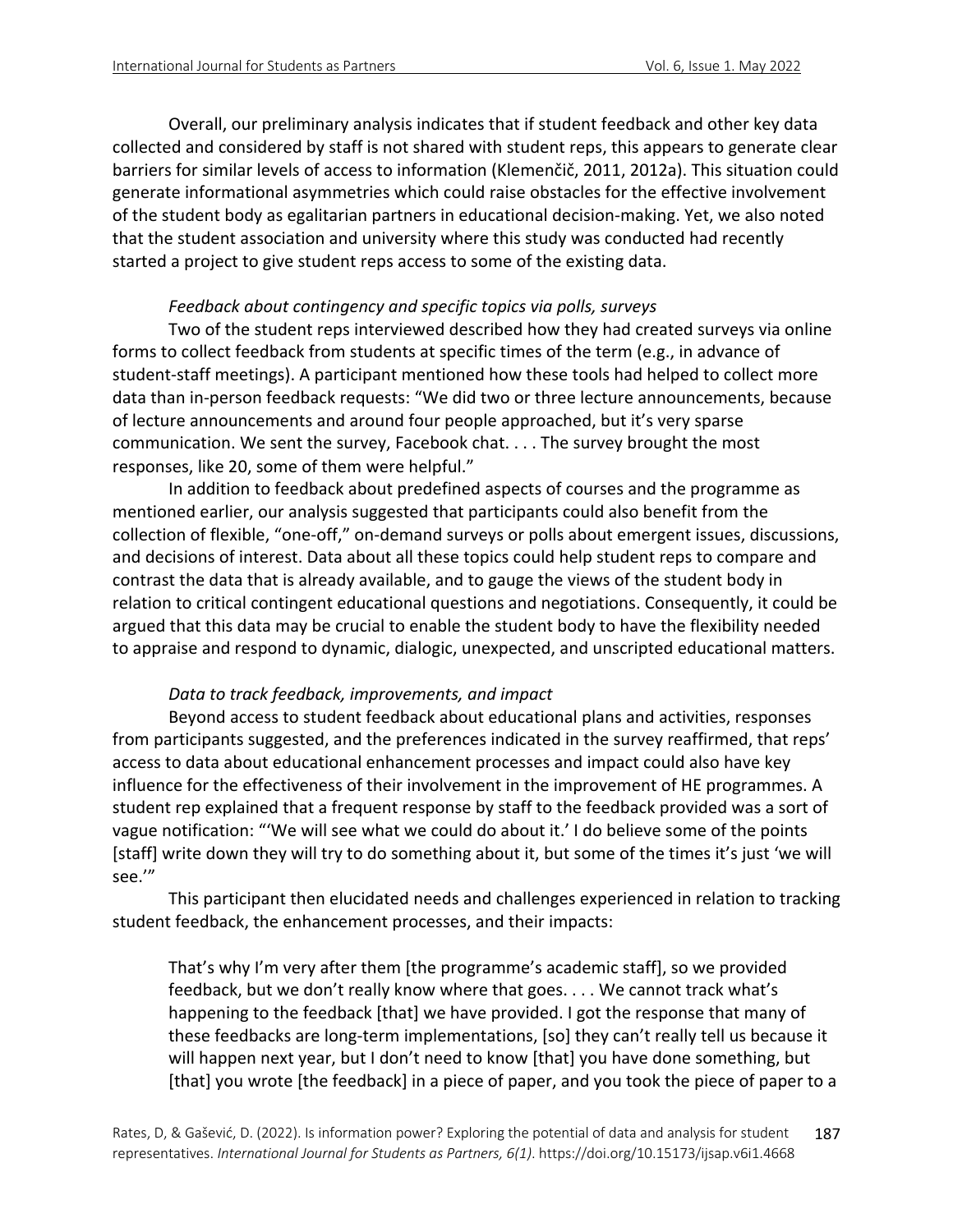Overall, our preliminary analysis indicates that if student feedback and other key data collected and considered by staff is not shared with student reps, this appears to generate clear barriers for similar levels of access to information (Klemenčič, 2011, 2012a). This situation could generate informational asymmetries which could raise obstacles for the effective involvement of the student body as egalitarian partners in educational decision-making. Yet, we also noted that the student association and university where this study was conducted had recently started a project to give student reps access to some of the existing data.

*Feedback about contingency and specific topics via polls, surveys*

Two of the student reps interviewed described how they had created surveys via online forms to collect feedback from students at specific times of the term (e.g., in advance of student-staff meetings). A participant mentioned how these tools had helped to collect more data than in-person feedback requests: "We did two or three lecture announcements, because of lecture announcements and around four people approached, but it's very sparse communication. We sent the survey, Facebook chat. . . . The survey brought the most responses, like 20, some of them were helpful."

In addition to feedback about predefined aspects of courses and the programme as mentioned earlier, our analysis suggested that participants could also benefit from the collection of flexible, "one-off," on-demand surveys or polls about emergent issues, discussions, and decisions of interest. Data about all these topics could help student reps to compare and contrast the data that is already available, and to gauge the views of the student body in relation to critical contingent educational questions and negotiations. Consequently, it could be argued that this data may be crucial to enable the student body to have the flexibility needed to appraise and respond to dynamic, dialogic, unexpected, and unscripted educational matters.

*Data to track feedback, improvements, and impact*

Beyond access to student feedback about educational plans and activities, responses from participants suggested, and the preferences indicated in the survey reaffirmed, that reps' access to data about educational enhancement processes and impact could also have key influence for the effectiveness of their involvement in the improvement of HE programmes. A student rep explained that a frequent response by staff to the feedback provided was a sort of vague notification: "'We will see what we could do about it.' I do believe some of the points [staff] write down they will try to do something about it, but some of the times it's just 'we will see.'"

This participant then elucidated needs and challenges experienced in relation to tracking student feedback, the enhancement processes, and their impacts:

> That's why I'm very after them [the programme's academic staff], so we provided feedback, but we don't really know where that goes. . . . We cannot track what's happening to the feedback [that] we have provided. I got the response that many of these feedbacks are long-term implementations, [so] they can't really tell us because it will happen next year, but I don't need to know [that] you have done something, but [that] you wrote [the feedback] in a piece of paper, and you took the piece of paper to a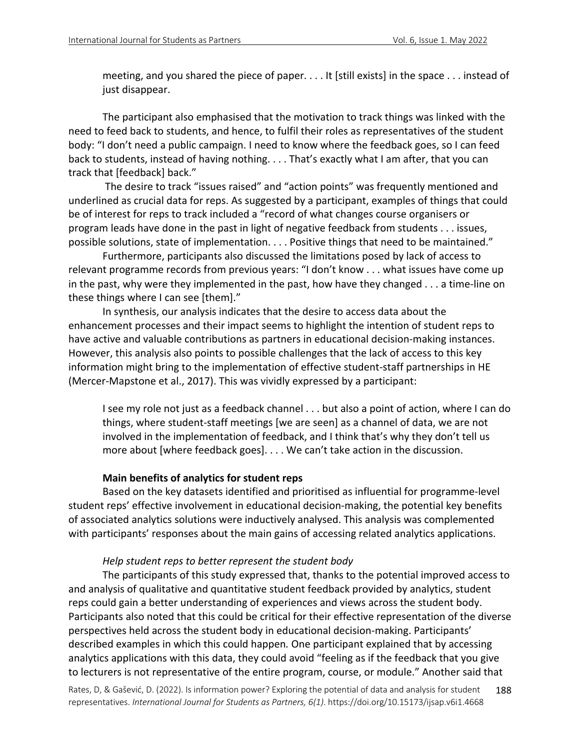> meeting, and you shared the piece of paper. . . . It [still exists] in the space . . . instead of just disappear.

The participant also emphasised that the motivation to track things was linked with the need to feed back to students, and hence, to fulfil their roles as representatives of the student body: "I don't need a public campaign. I need to know where the feedback goes, so I can feed back to students, instead of having nothing. . . . That's exactly what I am after, that you can track that [feedback] back."

The desire to track "issues raised" and "action points" was frequently mentioned and underlined as crucial data for reps. As suggested by a participant, examples of things that could be of interest for reps to track included a "record of what changes course organisers or program leads have done in the past in light of negative feedback from students . . . issues, possible solutions, state of implementation. . . . Positive things that need to be maintained."

Furthermore, participants also discussed the limitations posed by lack of access to relevant programme records from previous years: "I don't know . . . what issues have come up in the past, why were they implemented in the past, how have they changed . . . a time-line on these things where I can see [them]."

In synthesis, our analysis indicates that the desire to access data about the enhancement processes and their impact seems to highlight the intention of student reps to have active and valuable contributions as partners in educational decision-making instances. However, this analysis also points to possible challenges that the lack of access to this key information might bring to the implementation of effective student-staff partnerships in HE (Mercer-Mapstone et al., 2017). This was vividly expressed by a participant:

> I see my role not just as a feedback channel . . . but also a point of action, where I can do things, where student-staff meetings [we are seen] as a channel of data, we are not involved in the implementation of feedback, and I think that's why they don't tell us more about [where feedback goes]. . . . We can't take action in the discussion.

### Main benefits of analytics for student reps

Based on the key datasets identified and prioritised as influential for programme-level student reps' effective involvement in educational decision-making, the potential key benefits of associated analytics solutions were inductively analysed. This analysis was complemented with participants' responses about the main gains of accessing related analytics applications.

#### *Help student reps to better represent the student body*

The participants of this study expressed that, thanks to the potential improved access to and analysis of qualitative and quantitative student feedback provided by analytics, student reps could gain a better understanding of experiences and views across the student body. Participants also noted that this could be critical for their effective representation of the diverse perspectives held across the student body in educational decision-making. Participants' described examples in which this could happen. One participant explained that by accessing analytics applications with this data, they could avoid "feeling as if the feedback that you give to lecturers is not representative of the entire program, course, or module." Another said that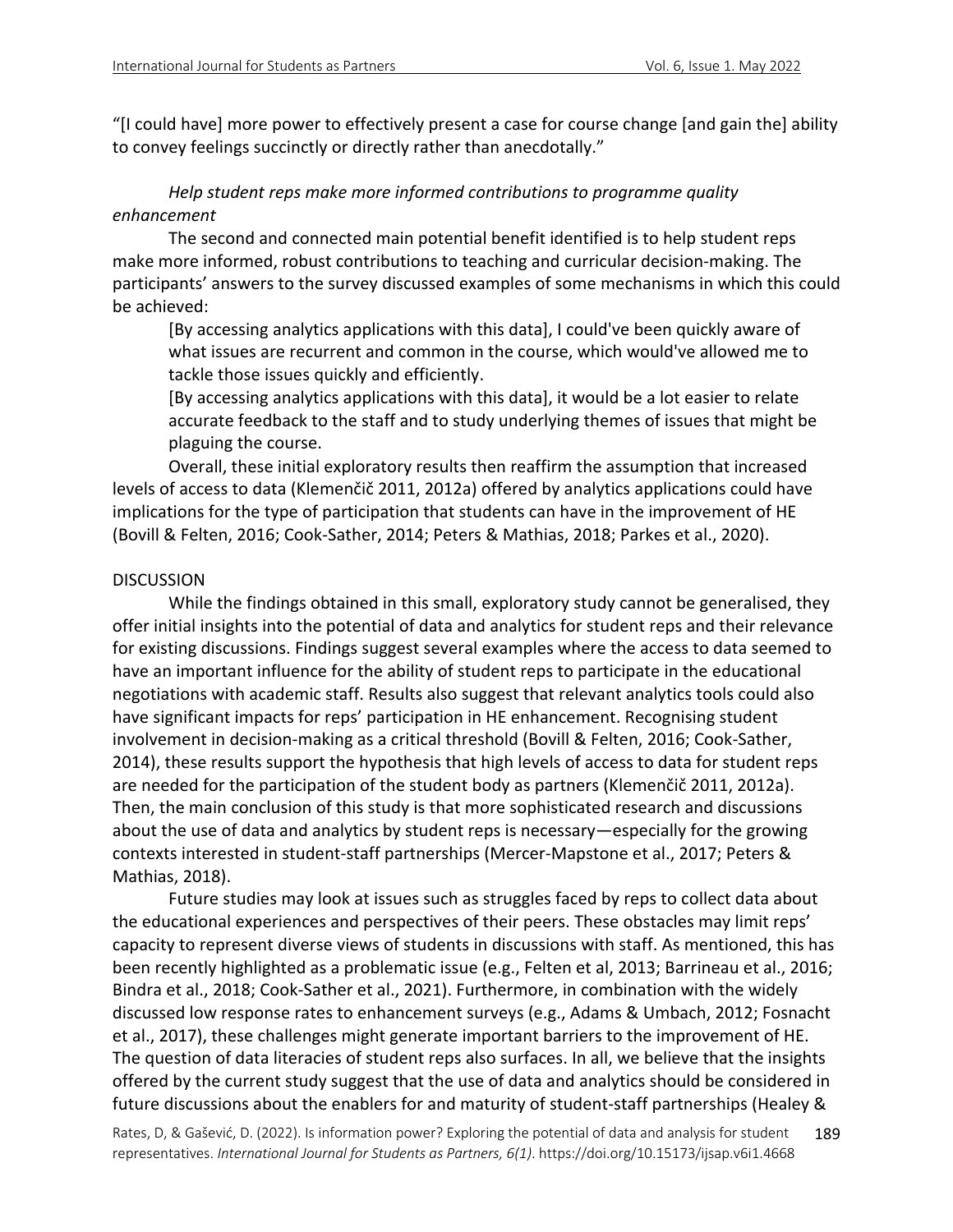"[I could have] more power to effectively present a case for course change [and gain the] ability to convey feelings succinctly or directly rather than anecdotally."

*Help student reps make more informed contributions to programme quality enhancement*

The second and connected main potential benefit identified is to help student reps make more informed, robust contributions to teaching and curricular decision-making. The participants' answers to the survey discussed examples of some mechanisms in which this could be achieved:

> [By accessing analytics applications with this data], I could've been quickly aware of what issues are recurrent and common in the course, which would've allowed me to tackle those issues quickly and efficiently.
>
> [By accessing analytics applications with this data], it would be a lot easier to relate accurate feedback to the staff and to study underlying themes of issues that might be plaguing the course.

Overall, these initial exploratory results then reaffirm the assumption that increased levels of access to data (Klemenčič 2011, 2012a) offered by analytics applications could have implications for the type of participation that students can have in the improvement of HE (Bovill & Felten, 2016; Cook-Sather, 2014; Peters & Mathias, 2018; Parkes et al., 2020).

## DISCUSSION

While the findings obtained in this small, exploratory study cannot be generalised, they offer initial insights into the potential of data and analytics for student reps and their relevance for existing discussions. Findings suggest several examples where the access to data seemed to have an important influence for the ability of student reps to participate in the educational negotiations with academic staff. Results also suggest that relevant analytics tools could also have significant impacts for reps' participation in HE enhancement. Recognising student involvement in decision-making as a critical threshold (Bovill & Felten, 2016; Cook-Sather, 2014), these results support the hypothesis that high levels of access to data for student reps are needed for the participation of the student body as partners (Klemenčič 2011, 2012a). Then, the main conclusion of this study is that more sophisticated research and discussions about the use of data and analytics by student reps is necessary—especially for the growing contexts interested in student-staff partnerships (Mercer-Mapstone et al., 2017; Peters & Mathias, 2018).

Future studies may look at issues such as struggles faced by reps to collect data about the educational experiences and perspectives of their peers. These obstacles may limit reps' capacity to represent diverse views of students in discussions with staff. As mentioned, this has been recently highlighted as a problematic issue (e.g., Felten et al, 2013; Barrineau et al., 2016; Bindra et al., 2018; Cook-Sather et al., 2021). Furthermore, in combination with the widely discussed low response rates to enhancement surveys (e.g., Adams & Umbach, 2012; Fosnacht et al., 2017), these challenges might generate important barriers to the improvement of HE. The question of data literacies of student reps also surfaces. In all, we believe that the insights offered by the current study suggest that the use of data and analytics should be considered in future discussions about the enablers for and maturity of student-staff partnerships (Healey &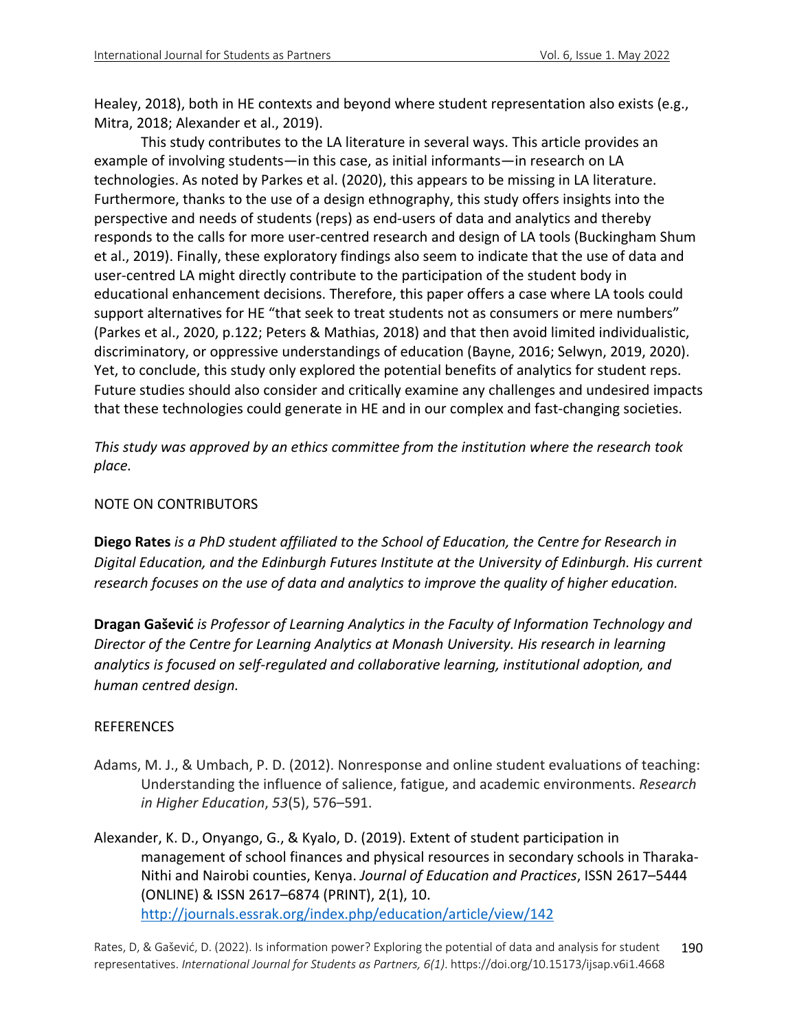Healey, 2018), both in HE contexts and beyond where student representation also exists (e.g., Mitra, 2018; Alexander et al., 2019).

This study contributes to the LA literature in several ways. This article provides an example of involving students—in this case, as initial informants—in research on LA technologies. As noted by Parkes et al. (2020), this appears to be missing in LA literature. Furthermore, thanks to the use of a design ethnography, this study offers insights into the perspective and needs of students (reps) as end-users of data and analytics and thereby responds to the calls for more user-centred research and design of LA tools (Buckingham Shum et al., 2019). Finally, these exploratory findings also seem to indicate that the use of data and user-centred LA might directly contribute to the participation of the student body in educational enhancement decisions. Therefore, this paper offers a case where LA tools could support alternatives for HE "that seek to treat students not as consumers or mere numbers" (Parkes et al., 2020, p.122; Peters & Mathias, 2018) and that then avoid limited individualistic, discriminatory, or oppressive understandings of education (Bayne, 2016; Selwyn, 2019, 2020). Yet, to conclude, this study only explored the potential benefits of analytics for student reps. Future studies should also consider and critically examine any challenges and undesired impacts that these technologies could generate in HE and in our complex and fast-changing societies.

*This study was approved by an ethics committee from the institution where the research took place.*

## NOTE ON CONTRIBUTORS

**Diego Rates** *is a PhD student affiliated to the School of Education, the Centre for Research in Digital Education, and the Edinburgh Futures Institute at the University of Edinburgh. His current research focuses on the use of data and analytics to improve the quality of higher education.*

**Dragan Gašević** *is Professor of Learning Analytics in the Faculty of Information Technology and Director of the Centre for Learning Analytics at Monash University. His research in learning analytics is focused on self-regulated and collaborative learning, institutional adoption, and human centred design.*

## REFERENCES

Adams, M. J., & Umbach, P. D. (2012). Nonresponse and online student evaluations of teaching: Understanding the influence of salience, fatigue, and academic environments. *Research in Higher Education*, *53*(5), 576–591.

Alexander, K. D., Onyango, G., & Kyalo, D. (2019). Extent of student participation in management of school finances and physical resources in secondary schools in Tharaka-Nithi and Nairobi counties, Kenya. *Journal of Education and Practices*, ISSN 2617–5444 (ONLINE) & ISSN 2617–6874 (PRINT), 2(1), 10. http://journals.essrak.org/index.php/education/article/view/142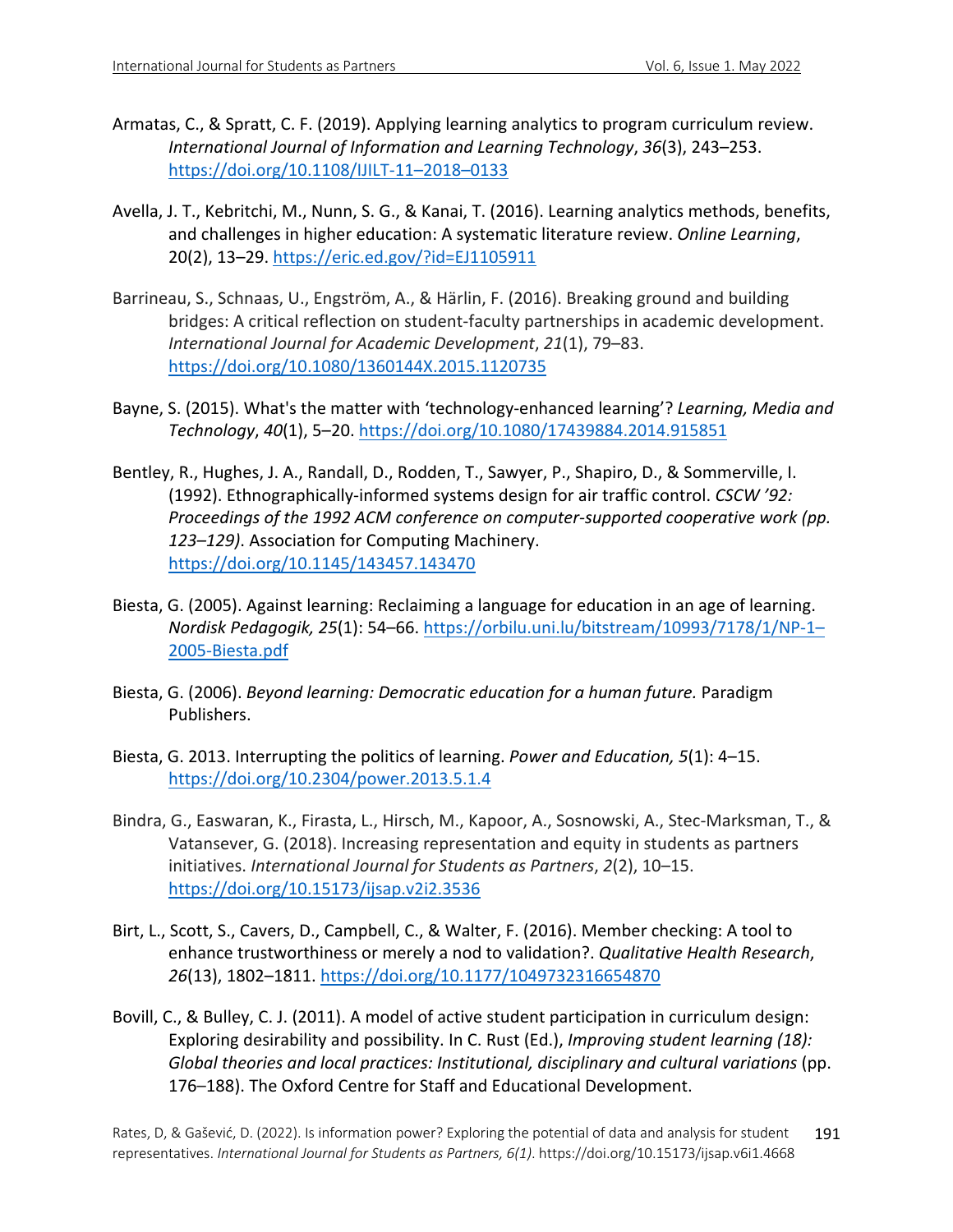Armatas, C., & Spratt, C. F. (2019). Applying learning analytics to program curriculum review. *International Journal of Information and Learning Technology*, *36*(3), 243–253. https://doi.org/10.1108/IJILT-11–2018–0133

Avella, J. T., Kebritchi, M., Nunn, S. G., & Kanai, T. (2016). Learning analytics methods, benefits, and challenges in higher education: A systematic literature review. *Online Learning*, 20(2), 13–29. https://eric.ed.gov/?id=EJ1105911

Barrineau, S., Schnaas, U., Engström, A., & Härlin, F. (2016). Breaking ground and building bridges: A critical reflection on student-faculty partnerships in academic development. *International Journal for Academic Development*, *21*(1), 79–83. https://doi.org/10.1080/1360144X.2015.1120735

Bayne, S. (2015). What's the matter with 'technology-enhanced learning'? *Learning, Media and Technology*, *40*(1), 5–20. https://doi.org/10.1080/17439884.2014.915851

Bentley, R., Hughes, J. A., Randall, D., Rodden, T., Sawyer, P., Shapiro, D., & Sommerville, I. (1992). Ethnographically-informed systems design for air traffic control. *CSCW '92: Proceedings of the 1992 ACM conference on computer-supported cooperative work (pp. 123–129)*. Association for Computing Machinery. https://doi.org/10.1145/143457.143470

Biesta, G. (2005). Against learning: Reclaiming a language for education in an age of learning. *Nordisk Pedagogik, 25*(1): 54–66. https://orbilu.uni.lu/bitstream/10993/7178/1/NP-1–2005-Biesta.pdf

Biesta, G. (2006). *Beyond learning: Democratic education for a human future.* Paradigm Publishers.

Biesta, G. 2013. Interrupting the politics of learning. *Power and Education, 5*(1): 4–15. https://doi.org/10.2304/power.2013.5.1.4

Bindra, G., Easwaran, K., Firasta, L., Hirsch, M., Kapoor, A., Sosnowski, A., Stec-Marksman, T., & Vatansever, G. (2018). Increasing representation and equity in students as partners initiatives. *International Journal for Students as Partners*, *2*(2), 10–15. https://doi.org/10.15173/ijsap.v2i2.3536

Birt, L., Scott, S., Cavers, D., Campbell, C., & Walter, F. (2016). Member checking: A tool to enhance trustworthiness or merely a nod to validation?. *Qualitative Health Research*, *26*(13), 1802–1811. https://doi.org/10.1177/1049732316654870

Bovill, C., & Bulley, C. J. (2011). A model of active student participation in curriculum design: Exploring desirability and possibility. In C. Rust (Ed.), *Improving student learning (18): Global theories and local practices: Institutional, disciplinary and cultural variations* (pp. 176–188). The Oxford Centre for Staff and Educational Development.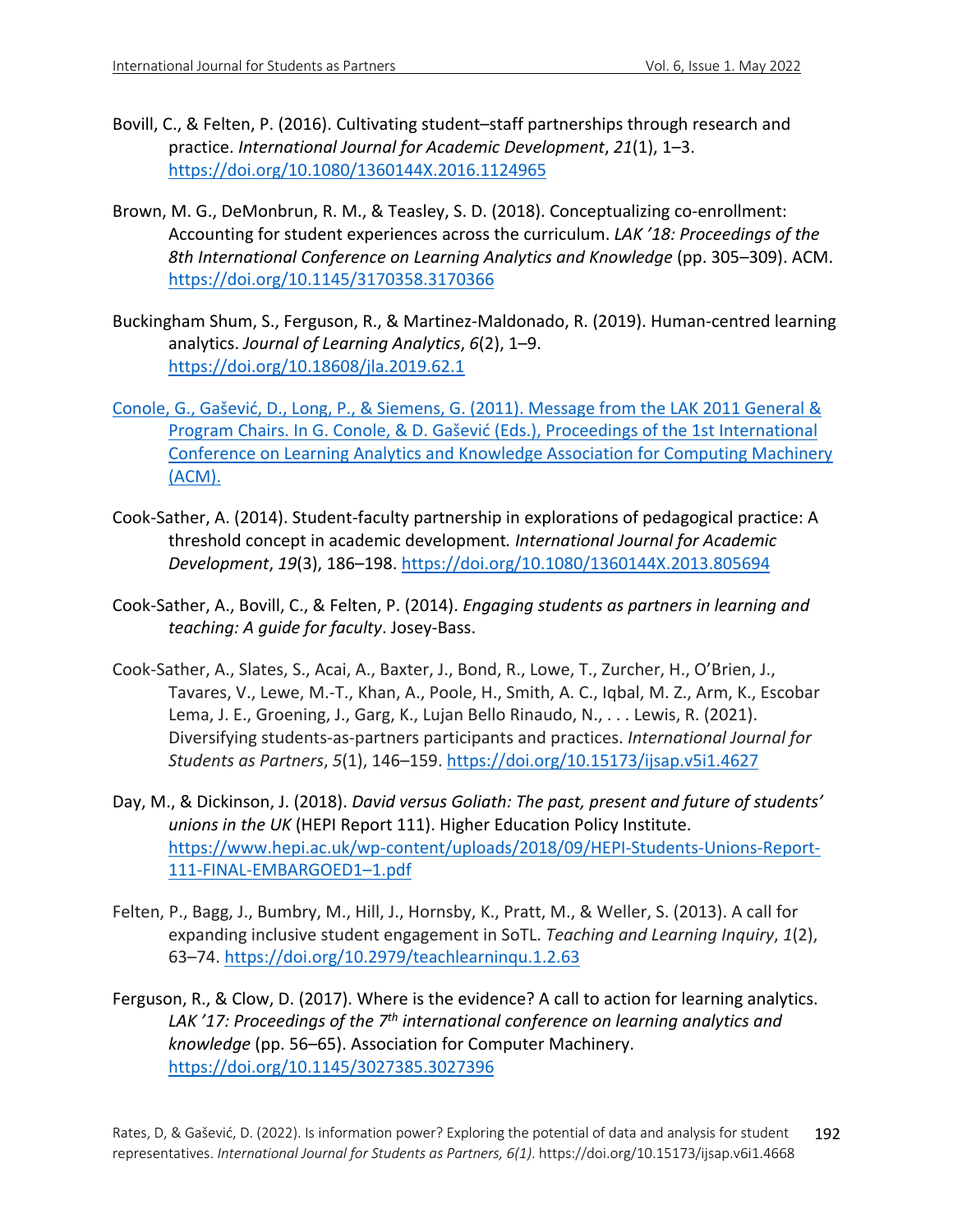Bovill, C., & Felten, P. (2016). Cultivating student–staff partnerships through research and practice. *International Journal for Academic Development*, *21*(1), 1–3. https://doi.org/10.1080/1360144X.2016.1124965

Brown, M. G., DeMonbrun, R. M., & Teasley, S. D. (2018). Conceptualizing co-enrollment: Accounting for student experiences across the curriculum. *LAK '18: Proceedings of the 8th International Conference on Learning Analytics and Knowledge* (pp. 305–309). ACM. https://doi.org/10.1145/3170358.3170366

Buckingham Shum, S., Ferguson, R., & Martinez-Maldonado, R. (2019). Human-centred learning analytics. *Journal of Learning Analytics*, *6*(2), 1–9. https://doi.org/10.18608/jla.2019.62.1

Conole, G., Gašević, D., Long, P., & Siemens, G. (2011). Message from the LAK 2011 General & Program Chairs. In G. Conole, & D. Gašević (Eds.), Proceedings of the 1st International Conference on Learning Analytics and Knowledge Association for Computing Machinery (ACM).

Cook-Sather, A. (2014). Student-faculty partnership in explorations of pedagogical practice: A threshold concept in academic development. *International Journal for Academic Development*, *19*(3), 186–198. https://doi.org/10.1080/1360144X.2013.805694

Cook-Sather, A., Bovill, C., & Felten, P. (2014). *Engaging students as partners in learning and teaching: A guide for faculty*. Josey-Bass.

Cook-Sather, A., Slates, S., Acai, A., Baxter, J., Bond, R., Lowe, T., Zurcher, H., O'Brien, J., Tavares, V., Lewe, M.-T., Khan, A., Poole, H., Smith, A. C., Iqbal, M. Z., Arm, K., Escobar Lema, J. E., Groening, J., Garg, K., Lujan Bello Rinaudo, N., . . . Lewis, R. (2021). Diversifying students-as-partners participants and practices. *International Journal for Students as Partners*, *5*(1), 146–159. https://doi.org/10.15173/ijsap.v5i1.4627

Day, M., & Dickinson, J. (2018). *David versus Goliath: The past, present and future of students' unions in the UK* (HEPI Report 111). Higher Education Policy Institute. https://www.hepi.ac.uk/wp-content/uploads/2018/09/HEPI-Students-Unions-Report-111-FINAL-EMBARGOED1–1.pdf

Felten, P., Bagg, J., Bumbry, M., Hill, J., Hornsby, K., Pratt, M., & Weller, S. (2013). A call for expanding inclusive student engagement in SoTL. *Teaching and Learning Inquiry*, *1*(2), 63–74. https://doi.org/10.2979/teachlearninqu.1.2.63

Ferguson, R., & Clow, D. (2017). Where is the evidence? A call to action for learning analytics. *LAK '17: Proceedings of the 7th international conference on learning analytics and knowledge* (pp. 56–65). Association for Computer Machinery. https://doi.org/10.1145/3027385.3027396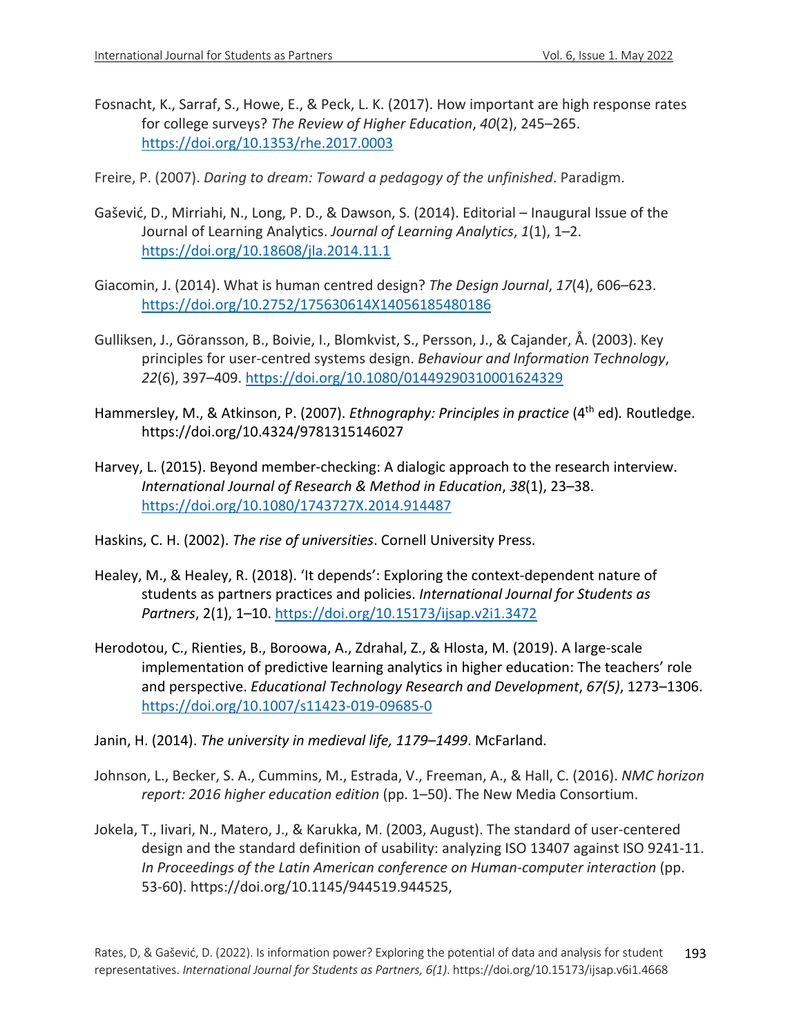Fosnacht, K., Sarraf, S., Howe, E., & Peck, L. K. (2017). How important are high response rates for college surveys? *The Review of Higher Education*, *40*(2), 245–265. https://doi.org/10.1353/rhe.2017.0003

Freire, P. (2007). *Daring to dream: Toward a pedagogy of the unfinished*. Paradigm.

Gašević, D., Mirriahi, N., Long, P. D., & Dawson, S. (2014). Editorial – Inaugural Issue of the Journal of Learning Analytics. *Journal of Learning Analytics*, *1*(1), 1–2. https://doi.org/10.18608/jla.2014.11.1

Giacomin, J. (2014). What is human centred design? *The Design Journal*, *17*(4), 606–623. https://doi.org/10.2752/175630614X14056185480186

Gulliksen, J., Göransson, B., Boivie, I., Blomkvist, S., Persson, J., & Cajander, Å. (2003). Key principles for user-centred systems design. *Behaviour and Information Technology*, *22*(6), 397–409. https://doi.org/10.1080/01449290310001624329

Hammersley, M., & Atkinson, P. (2007). *Ethnography: Principles in practice* (4th ed)*.* Routledge. https://doi.org/10.4324/9781315146027

Harvey, L. (2015). Beyond member-checking: A dialogic approach to the research interview. *International Journal of Research & Method in Education*, *38*(1), 23–38. https://doi.org/10.1080/1743727X.2014.914487

Haskins, C. H. (2002). *The rise of universities*. Cornell University Press.

Healey, M., & Healey, R. (2018). 'It depends': Exploring the context-dependent nature of students as partners practices and policies. *International Journal for Students as Partners*, 2(1), 1–10. https://doi.org/10.15173/ijsap.v2i1.3472

Herodotou, C., Rienties, B., Boroowa, A., Zdrahal, Z., & Hlosta, M. (2019). A large-scale implementation of predictive learning analytics in higher education: The teachers' role and perspective. *Educational Technology Research and Development*, *67(5)*, 1273–1306. https://doi.org/10.1007/s11423-019-09685-0

Janin, H. (2014). *The university in medieval life, 1179–1499*. McFarland.

Johnson, L., Becker, S. A., Cummins, M., Estrada, V., Freeman, A., & Hall, C. (2016). *NMC horizon report: 2016 higher education edition* (pp. 1–50). The New Media Consortium.

Jokela, T., Iivari, N., Matero, J., & Karukka, M. (2003, August). The standard of user-centered design and the standard definition of usability: analyzing ISO 13407 against ISO 9241-11. *In Proceedings of the Latin American conference on Human-computer interaction* (pp. 53-60). https://doi.org/10.1145/944519.944525,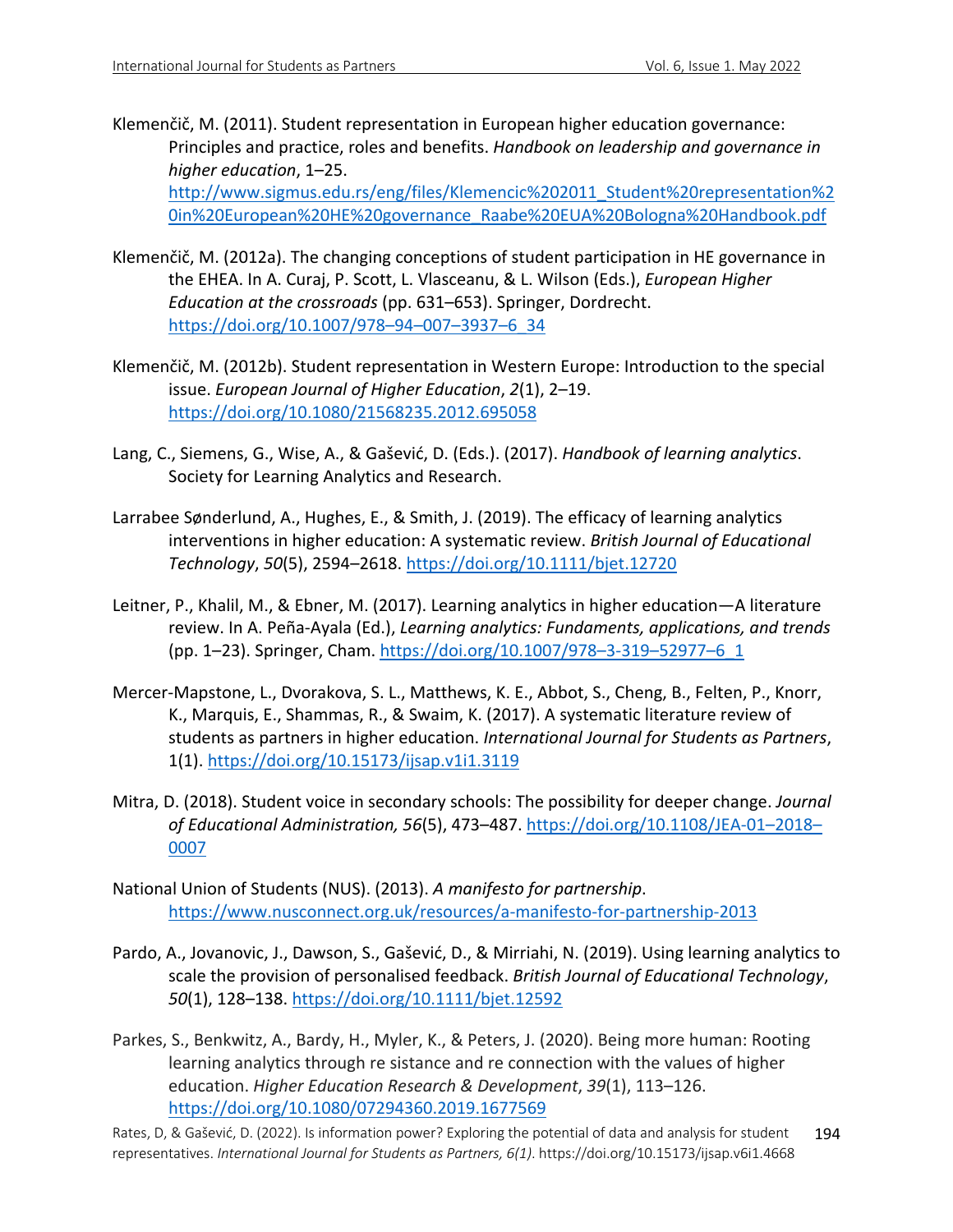Klemenčič, M. (2011). Student representation in European higher education governance: Principles and practice, roles and benefits. *Handbook on leadership and governance in higher education*, 1–25. http://www.sigmus.edu.rs/eng/files/Klemencic%202011_Student%20representation%20in%20European%20HE%20governance_Raabe%20EUA%20Bologna%20Handbook.pdf

Klemenčič, M. (2012a). The changing conceptions of student participation in HE governance in the EHEA. In A. Curaj, P. Scott, L. Vlasceanu, & L. Wilson (Eds.), *European Higher Education at the crossroads* (pp. 631–653). Springer, Dordrecht. https://doi.org/10.1007/978–94–007–3937–6_34

Klemenčič, M. (2012b). Student representation in Western Europe: Introduction to the special issue. *European Journal of Higher Education*, *2*(1), 2–19. https://doi.org/10.1080/21568235.2012.695058

Lang, C., Siemens, G., Wise, A., & Gašević, D. (Eds.). (2017). *Handbook of learning analytics*. Society for Learning Analytics and Research.

Larrabee Sønderlund, A., Hughes, E., & Smith, J. (2019). The efficacy of learning analytics interventions in higher education: A systematic review. *British Journal of Educational Technology*, *50*(5), 2594–2618. https://doi.org/10.1111/bjet.12720

Leitner, P., Khalil, M., & Ebner, M. (2017). Learning analytics in higher education—A literature review. In A. Peña-Ayala (Ed.), *Learning analytics: Fundaments, applications, and trends* (pp. 1–23). Springer, Cham. https://doi.org/10.1007/978–3-319–52977–6_1

Mercer-Mapstone, L., Dvorakova, S. L., Matthews, K. E., Abbot, S., Cheng, B., Felten, P., Knorr, K., Marquis, E., Shammas, R., & Swaim, K. (2017). A systematic literature review of students as partners in higher education. *International Journal for Students as Partners*, 1(1). https://doi.org/10.15173/ijsap.v1i1.3119

Mitra, D. (2018). Student voice in secondary schools: The possibility for deeper change. *Journal of Educational Administration, 56*(5), 473–487. https://doi.org/10.1108/JEA-01–2018–0007

National Union of Students (NUS). (2013). *A manifesto for partnership*. https://www.nusconnect.org.uk/resources/a-manifesto-for-partnership-2013

Pardo, A., Jovanovic, J., Dawson, S., Gašević, D., & Mirriahi, N. (2019). Using learning analytics to scale the provision of personalised feedback. *British Journal of Educational Technology*, *50*(1), 128–138. https://doi.org/10.1111/bjet.12592

Parkes, S., Benkwitz, A., Bardy, H., Myler, K., & Peters, J. (2020). Being more human: Rooting learning analytics through re sistance and re connection with the values of higher education. *Higher Education Research & Development*, *39*(1), 113–126. https://doi.org/10.1080/07294360.2019.1677569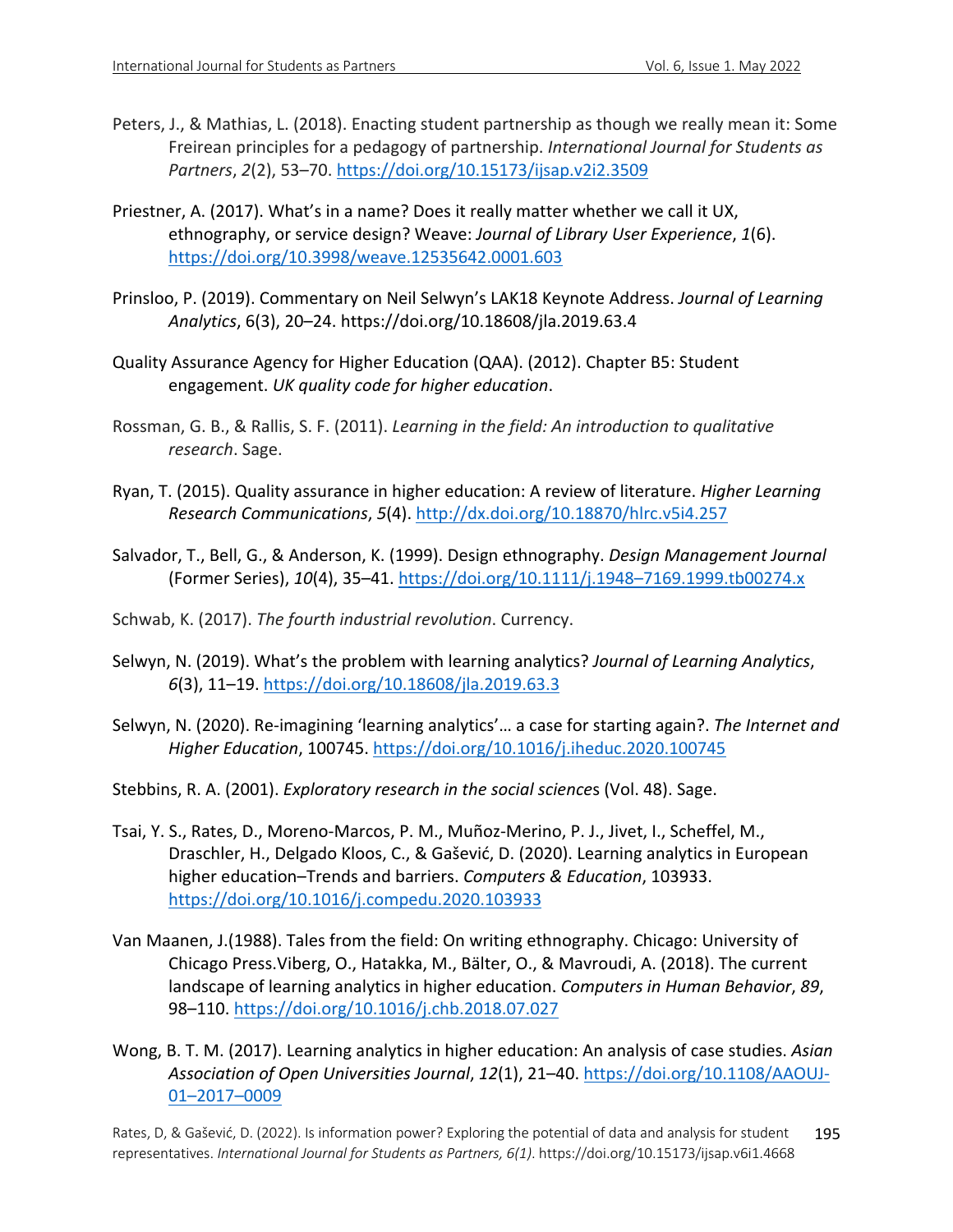Peters, J., & Mathias, L. (2018). Enacting student partnership as though we really mean it: Some Freirean principles for a pedagogy of partnership. *International Journal for Students as Partners*, *2*(2), 53–70. https://doi.org/10.15173/ijsap.v2i2.3509

Priestner, A. (2017). What's in a name? Does it really matter whether we call it UX, ethnography, or service design? Weave: *Journal of Library User Experience*, *1*(6). https://doi.org/10.3998/weave.12535642.0001.603

Prinsloo, P. (2019). Commentary on Neil Selwyn's LAK18 Keynote Address. *Journal of Learning Analytics*, 6(3), 20–24. https://doi.org/10.18608/jla.2019.63.4

Quality Assurance Agency for Higher Education (QAA). (2012). Chapter B5: Student engagement. *UK quality code for higher education*.

Rossman, G. B., & Rallis, S. F. (2011). *Learning in the field: An introduction to qualitative research*. Sage.

Ryan, T. (2015). Quality assurance in higher education: A review of literature. *Higher Learning Research Communications*, *5*(4). http://dx.doi.org/10.18870/hlrc.v5i4.257

Salvador, T., Bell, G., & Anderson, K. (1999). Design ethnography. *Design Management Journal* (Former Series), *10*(4), 35–41. https://doi.org/10.1111/j.1948–7169.1999.tb00274.x

Schwab, K. (2017). *The fourth industrial revolution*. Currency.

Selwyn, N. (2019). What's the problem with learning analytics? *Journal of Learning Analytics*, *6*(3), 11–19. https://doi.org/10.18608/jla.2019.63.3

Selwyn, N. (2020). Re-imagining 'learning analytics'… a case for starting again?. *The Internet and Higher Education*, 100745. https://doi.org/10.1016/j.iheduc.2020.100745

Stebbins, R. A. (2001). *Exploratory research in the social sciences* (Vol. 48). Sage.

Tsai, Y. S., Rates, D., Moreno-Marcos, P. M., Muñoz-Merino, P. J., Jivet, I., Scheffel, M., Draschler, H., Delgado Kloos, C., & Gašević, D. (2020). Learning analytics in European higher education–Trends and barriers. *Computers & Education*, 103933. https://doi.org/10.1016/j.compedu.2020.103933

Van Maanen, J.(1988). Tales from the field: On writing ethnography. Chicago: University of Chicago Press.Viberg, O., Hatakka, M., Bälter, O., & Mavroudi, A. (2018). The current landscape of learning analytics in higher education. *Computers in Human Behavior*, *89*, 98–110. https://doi.org/10.1016/j.chb.2018.07.027

Wong, B. T. M. (2017). Learning analytics in higher education: An analysis of case studies. *Asian Association of Open Universities Journal*, *12*(1), 21–40. https://doi.org/10.1108/AAOUJ-01–2017–0009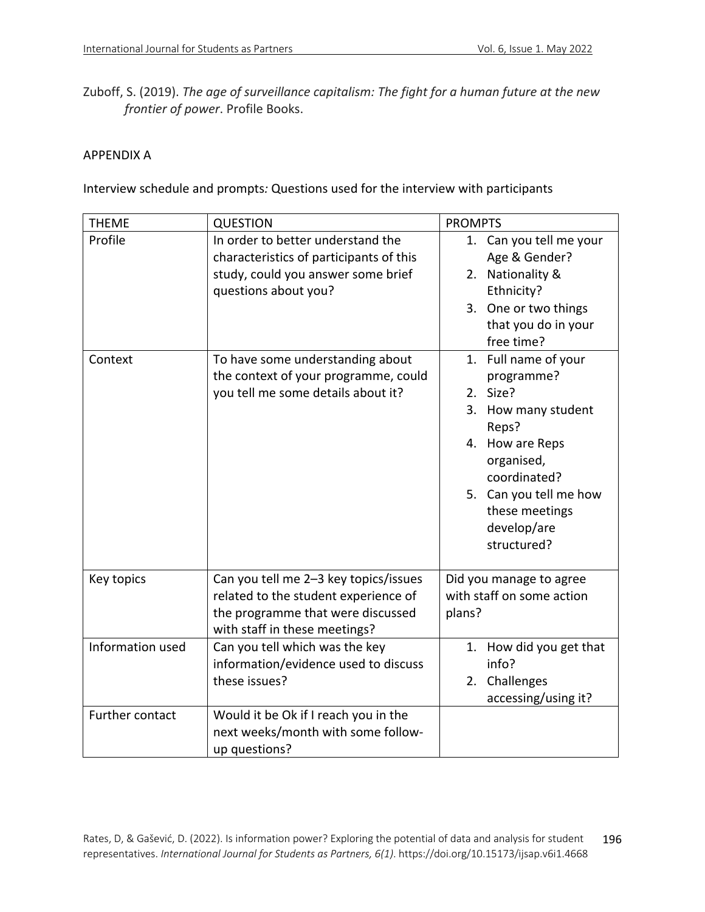Zuboff, S. (2019). *The age of surveillance capitalism: The fight for a human future at the new frontier of power*. Profile Books.

## APPENDIX A

Interview schedule and prompts*:* Questions used for the interview with participants

| THEME | QUESTION | PROMPTS |
| --- | --- | --- |
| Profile | In order to better understand the characteristics of participants of this study, could you answer some brief questions about you? | 1. Can you tell me your Age & Gender?<br>2. Nationality & Ethnicity?<br>3. One or two things that you do in your free time? |
| Context | To have some understanding about the context of your programme, could you tell me some details about it? | 1. Full name of your programme?<br>2. Size?<br>3. How many student Reps?<br>4. How are Reps organised, coordinated?<br>5. Can you tell me how these meetings develop/are structured? |
| Key topics | Can you tell me 2–3 key topics/issues related to the student experience of the programme that were discussed with staff in these meetings? | Did you manage to agree with staff on some action plans? |
| Information used | Can you tell which was the key information/evidence used to discuss these issues? | 1. How did you get that info?<br>2. Challenges accessing/using it? |
| Further contact | Would it be Ok if I reach you in the next weeks/month with some follow-up questions? | |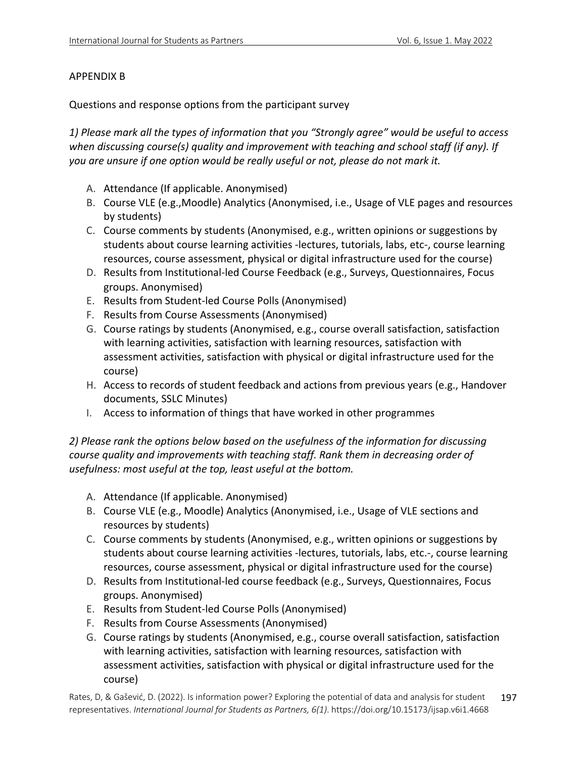APPENDIX B

Questions and response options from the participant survey

*1) Please mark all the types of information that you "Strongly agree" would be useful to access when discussing course(s) quality and improvement with teaching and school staff (if any). If you are unsure if one option would be really useful or not, please do not mark it.*

A. Attendance (If applicable. Anonymised)
B. Course VLE (e.g.,Moodle) Analytics (Anonymised, i.e., Usage of VLE pages and resources by students)
C. Course comments by students (Anonymised, e.g., written opinions or suggestions by students about course learning activities -lectures, tutorials, labs, etc-, course learning resources, course assessment, physical or digital infrastructure used for the course)
D. Results from Institutional-led Course Feedback (e.g., Surveys, Questionnaires, Focus groups. Anonymised)
E. Results from Student-led Course Polls (Anonymised)
F. Results from Course Assessments (Anonymised)
G. Course ratings by students (Anonymised, e.g., course overall satisfaction, satisfaction with learning activities, satisfaction with learning resources, satisfaction with assessment activities, satisfaction with physical or digital infrastructure used for the course)
H. Access to records of student feedback and actions from previous years (e.g., Handover documents, SSLC Minutes)
I. Access to information of things that have worked in other programmes

*2) Please rank the options below based on the usefulness of the information for discussing course quality and improvements with teaching staff. Rank them in decreasing order of usefulness: most useful at the top, least useful at the bottom.*

A. Attendance (If applicable. Anonymised)
B. Course VLE (e.g., Moodle) Analytics (Anonymised, i.e., Usage of VLE sections and resources by students)
C. Course comments by students (Anonymised, e.g., written opinions or suggestions by students about course learning activities -lectures, tutorials, labs, etc.-, course learning resources, course assessment, physical or digital infrastructure used for the course)
D. Results from Institutional-led course feedback (e.g., Surveys, Questionnaires, Focus groups. Anonymised)
E. Results from Student-led Course Polls (Anonymised)
F. Results from Course Assessments (Anonymised)
G. Course ratings by students (Anonymised, e.g., course overall satisfaction, satisfaction with learning activities, satisfaction with learning resources, satisfaction with assessment activities, satisfaction with physical or digital infrastructure used for the course)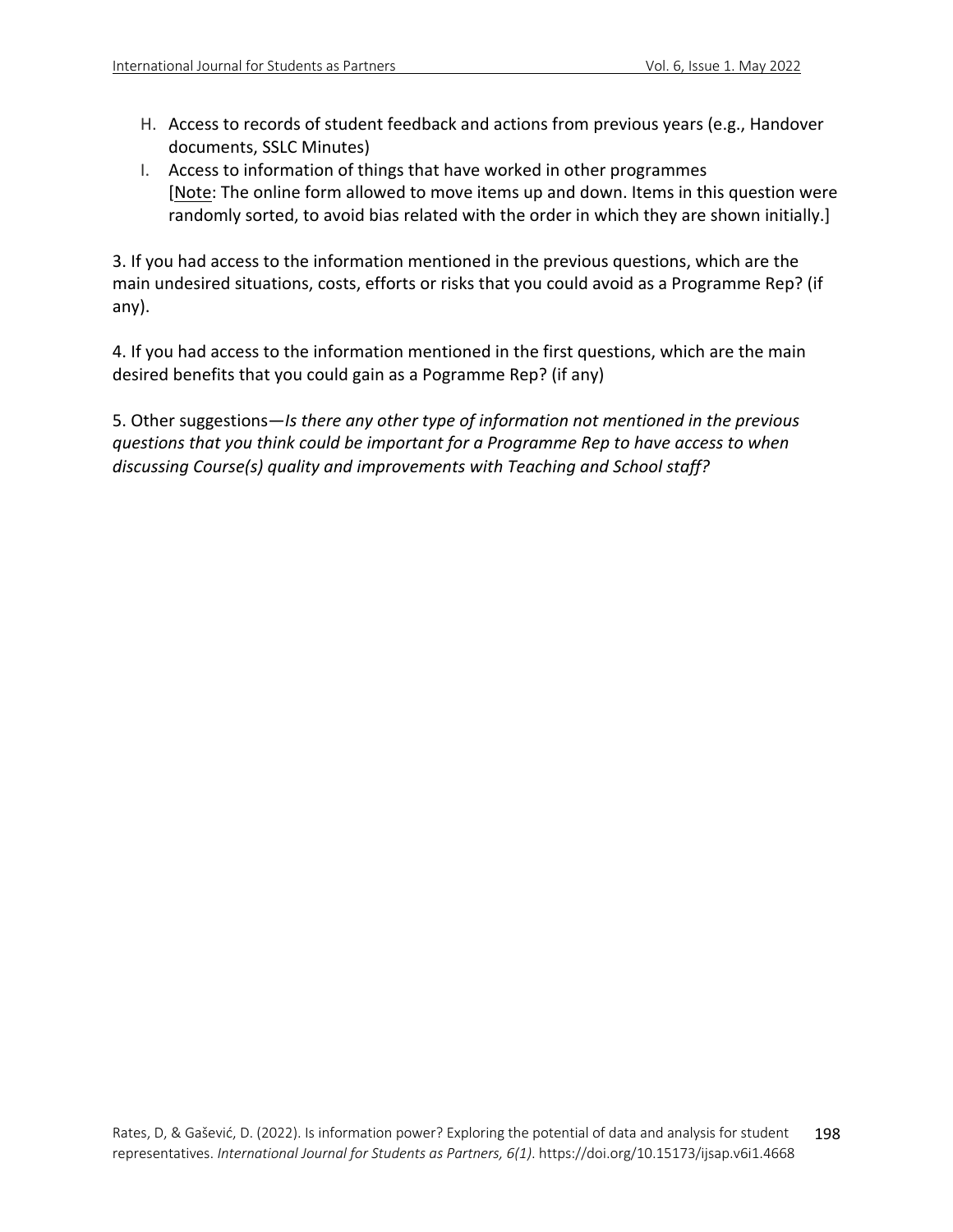H. Access to records of student feedback and actions from previous years (e.g., Handover documents, SSLC Minutes)
I. Access to information of things that have worked in other programmes
[Note: The online form allowed to move items up and down. Items in this question were randomly sorted, to avoid bias related with the order in which they are shown initially.]

3. If you had access to the information mentioned in the previous questions, which are the main undesired situations, costs, efforts or risks that you could avoid as a Programme Rep? (if any).

4. If you had access to the information mentioned in the first questions, which are the main desired benefits that you could gain as a Pogramme Rep? (if any)

5. Other suggestions—*Is there any other type of information not mentioned in the previous questions that you think could be important for a Programme Rep to have access to when discussing Course(s) quality and improvements with Teaching and School staff?*